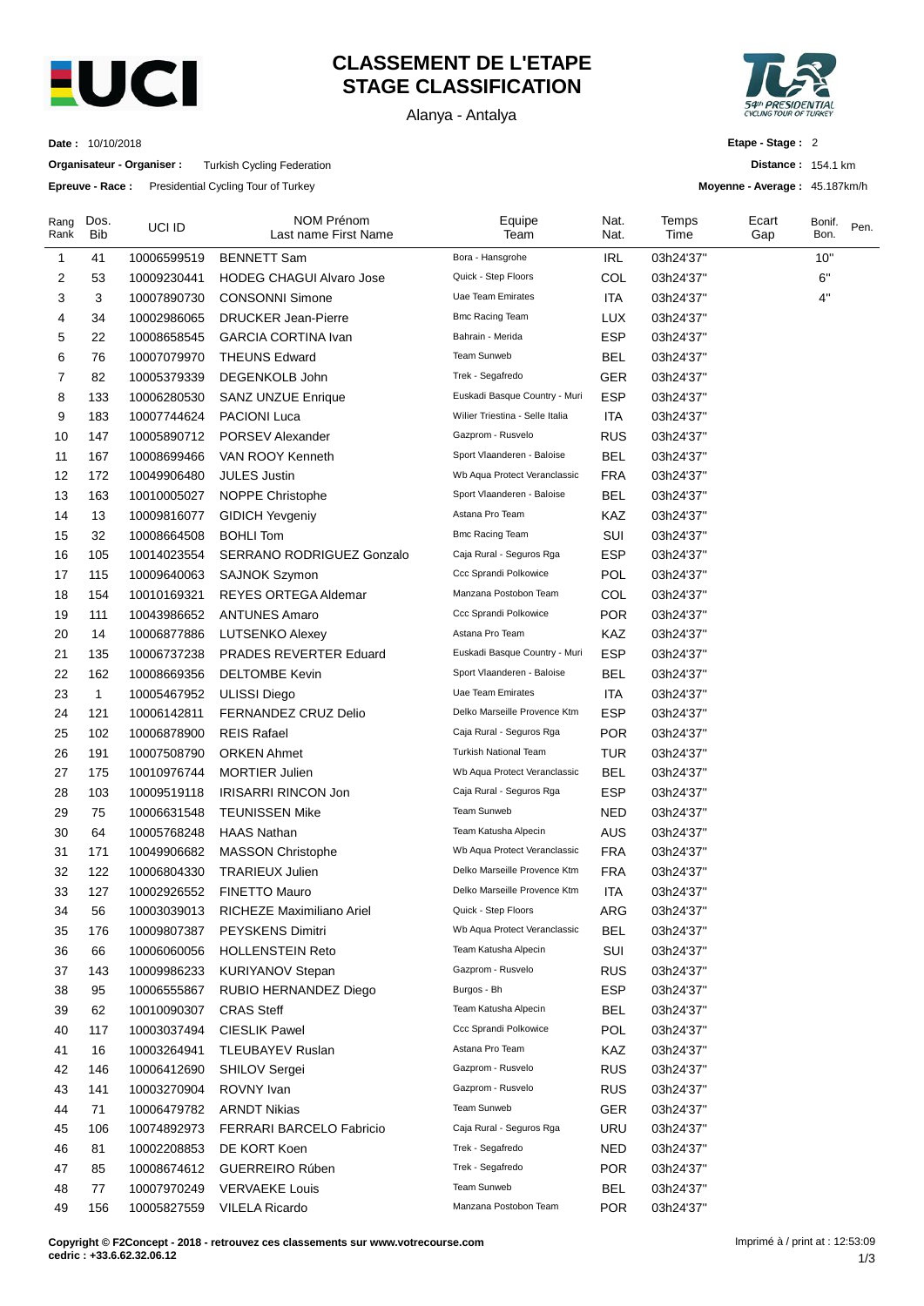# CLASSEMENT DE L'ETAPE
# STAGE CLASSIFICATION

Alanya - Antalya

**Date :** 10/10/2018

**Organisateur - Organiser :** Turkish Cycling Federation

**Epreuve - Race :** Presidential Cycling Tour of Turkey

**Etape - Stage :** 2

**Distance :** 154.1 km

**Moyenne - Average :** 45.187km/h

| Rang Rank | Dos. Bib | UCI ID | NOM Prénom Last name First Name | Equipe Team | Nat. Nat. | Temps Time | Ecart Gap | Bonif. Bon. | Pen. |
|---|---|---|---|---|---|---|---|---|---|
| 1 | 41 | 10006599519 | BENNETT Sam | Bora - Hansgrohe | IRL | 03h24'37'' | | 10'' | |
| 2 | 53 | 10009230441 | HODEG CHAGUI Alvaro Jose | Quick - Step Floors | COL | 03h24'37'' | | 6'' | |
| 3 | 3 | 10007890730 | CONSONNI Simone | Uae Team Emirates | ITA | 03h24'37'' | | 4'' | |
| 4 | 34 | 10002986065 | DRUCKER Jean-Pierre | Bmc Racing Team | LUX | 03h24'37'' | | | |
| 5 | 22 | 10008658545 | GARCIA CORTINA Ivan | Bahrain - Merida | ESP | 03h24'37'' | | | |
| 6 | 76 | 10007079970 | THEUNS Edward | Team Sunweb | BEL | 03h24'37'' | | | |
| 7 | 82 | 10005379339 | DEGENKOLB John | Trek - Segafredo | GER | 03h24'37'' | | | |
| 8 | 133 | 10006280530 | SANZ UNZUE Enrique | Euskadi Basque Country - Muri | ESP | 03h24'37'' | | | |
| 9 | 183 | 10007744624 | PACIONI Luca | Wilier Triestina - Selle Italia | ITA | 03h24'37'' | | | |
| 10 | 147 | 10005890712 | PORSEV Alexander | Gazprom - Rusvelo | RUS | 03h24'37'' | | | |
| 11 | 167 | 10008699466 | VAN ROOY Kenneth | Sport Vlaanderen - Baloise | BEL | 03h24'37'' | | | |
| 12 | 172 | 10049906480 | JULES Justin | Wb Aqua Protect Veranclassic | FRA | 03h24'37'' | | | |
| 13 | 163 | 10010005027 | NOPPE Christophe | Sport Vlaanderen - Baloise | BEL | 03h24'37'' | | | |
| 14 | 13 | 10009816077 | GIDICH Yevgeniy | Astana Pro Team | KAZ | 03h24'37'' | | | |
| 15 | 32 | 10008664508 | BOHLI Tom | Bmc Racing Team | SUI | 03h24'37'' | | | |
| 16 | 105 | 10014023554 | SERRANO RODRIGUEZ Gonzalo | Caja Rural - Seguros Rga | ESP | 03h24'37'' | | | |
| 17 | 115 | 10009640063 | SAJNOK Szymon | Ccc Sprandi Polkowice | POL | 03h24'37'' | | | |
| 18 | 154 | 10010169321 | REYES ORTEGA Aldemar | Manzana Postobon Team | COL | 03h24'37'' | | | |
| 19 | 111 | 10043986652 | ANTUNES Amaro | Ccc Sprandi Polkowice | POR | 03h24'37'' | | | |
| 20 | 14 | 10006877886 | LUTSENKO Alexey | Astana Pro Team | KAZ | 03h24'37'' | | | |
| 21 | 135 | 10006737238 | PRADES REVERTER Eduard | Euskadi Basque Country - Muri | ESP | 03h24'37'' | | | |
| 22 | 162 | 10008669356 | DELTOMBE Kevin | Sport Vlaanderen - Baloise | BEL | 03h24'37'' | | | |
| 23 | 1 | 10005467952 | ULISSI Diego | Uae Team Emirates | ITA | 03h24'37'' | | | |
| 24 | 121 | 10006142811 | FERNANDEZ CRUZ Delio | Delko Marseille Provence Ktm | ESP | 03h24'37'' | | | |
| 25 | 102 | 10006878900 | REIS Rafael | Caja Rural - Seguros Rga | POR | 03h24'37'' | | | |
| 26 | 191 | 10007508790 | ORKEN Ahmet | Turkish National Team | TUR | 03h24'37'' | | | |
| 27 | 175 | 10010976744 | MORTIER Julien | Wb Aqua Protect Veranclassic | BEL | 03h24'37'' | | | |
| 28 | 103 | 10009519118 | IRISARRI RINCON Jon | Caja Rural - Seguros Rga | ESP | 03h24'37'' | | | |
| 29 | 75 | 10006631548 | TEUNISSEN Mike | Team Sunweb | NED | 03h24'37'' | | | |
| 30 | 64 | 10005768248 | HAAS Nathan | Team Katusha Alpecin | AUS | 03h24'37'' | | | |
| 31 | 171 | 10049906682 | MASSON Christophe | Wb Aqua Protect Veranclassic | FRA | 03h24'37'' | | | |
| 32 | 122 | 10006804330 | TRARIEUX Julien | Delko Marseille Provence Ktm | FRA | 03h24'37'' | | | |
| 33 | 127 | 10002926552 | FINETTO Mauro | Delko Marseille Provence Ktm | ITA | 03h24'37'' | | | |
| 34 | 56 | 10003039013 | RICHEZE Maximiliano Ariel | Quick - Step Floors | ARG | 03h24'37'' | | | |
| 35 | 176 | 10009807387 | PEYSKENS Dimitri | Wb Aqua Protect Veranclassic | BEL | 03h24'37'' | | | |
| 36 | 66 | 10006060056 | HOLLENSTEIN Reto | Team Katusha Alpecin | SUI | 03h24'37'' | | | |
| 37 | 143 | 10009986233 | KURIYANOV Stepan | Gazprom - Rusvelo | RUS | 03h24'37'' | | | |
| 38 | 95 | 10006555867 | RUBIO HERNANDEZ Diego | Burgos - Bh | ESP | 03h24'37'' | | | |
| 39 | 62 | 10010090307 | CRAS Steff | Team Katusha Alpecin | BEL | 03h24'37'' | | | |
| 40 | 117 | 10003037494 | CIESLIK Pawel | Ccc Sprandi Polkowice | POL | 03h24'37'' | | | |
| 41 | 16 | 10003264941 | TLEUBAYEV Ruslan | Astana Pro Team | KAZ | 03h24'37'' | | | |
| 42 | 146 | 10006412690 | SHILOV Sergei | Gazprom - Rusvelo | RUS | 03h24'37'' | | | |
| 43 | 141 | 10003270904 | ROVNY Ivan | Gazprom - Rusvelo | RUS | 03h24'37'' | | | |
| 44 | 71 | 10006479782 | ARNDT Nikias | Team Sunweb | GER | 03h24'37'' | | | |
| 45 | 106 | 10074892973 | FERRARI BARCELO Fabricio | Caja Rural - Seguros Rga | URU | 03h24'37'' | | | |
| 46 | 81 | 10002208853 | DE KORT Koen | Trek - Segafredo | NED | 03h24'37'' | | | |
| 47 | 85 | 10008674612 | GUERREIRO Rúben | Trek - Segafredo | POR | 03h24'37'' | | | |
| 48 | 77 | 10007970249 | VERVAEKE Louis | Team Sunweb | BEL | 03h24'37'' | | | |
| 49 | 156 | 10005827559 | VILELA Ricardo | Manzana Postobon Team | POR | 03h24'37'' | | | |

**Copyright © F2Concept - 2018 - retrouvez ces classements sur www.votrecourse.com**
**cedric : +33.6.62.32.06.12**

Imprimé à / print at : 12:53:09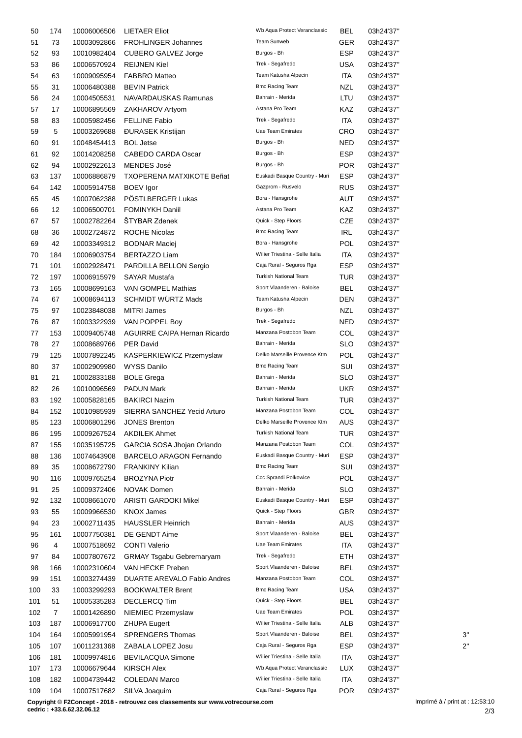| | | | | | | | |
|---|---|---|---|---|---|---|---|
| 50 | 174 | 10006006506 | LIETAER Eliot | Wb Aqua Protect Veranclassic | BEL | 03h24'37'' | |
| 51 | 73 | 10003092866 | FROHLINGER Johannes | Team Sunweb | GER | 03h24'37'' | |
| 52 | 93 | 10010982404 | CUBERO GALVEZ Jorge | Burgos - Bh | ESP | 03h24'37'' | |
| 53 | 86 | 10006570924 | REIJNEN Kiel | Trek - Segafredo | USA | 03h24'37'' | |
| 54 | 63 | 10009095954 | FABBRO Matteo | Team Katusha Alpecin | ITA | 03h24'37'' | |
| 55 | 31 | 10006480388 | BEVIN Patrick | Bmc Racing Team | NZL | 03h24'37'' | |
| 56 | 24 | 10004505531 | NAVARDAUSKAS Ramunas | Bahrain - Merida | LTU | 03h24'37'' | |
| 57 | 17 | 10006895569 | ZAKHAROV Artyom | Astana Pro Team | KAZ | 03h24'37'' | |
| 58 | 83 | 10005982456 | FELLINE Fabio | Trek - Segafredo | ITA | 03h24'37'' | |
| 59 | 5 | 10003269688 | ĐURASEK Kristijan | Uae Team Emirates | CRO | 03h24'37'' | |
| 60 | 91 | 10048454413 | BOL Jetse | Burgos - Bh | NED | 03h24'37'' | |
| 61 | 92 | 10014208258 | CABEDO CARDA Oscar | Burgos - Bh | ESP | 03h24'37'' | |
| 62 | 94 | 10002922613 | MENDES José | Burgos - Bh | POR | 03h24'37'' | |
| 63 | 137 | 10006886879 | TXOPERENA MATXIKOTE Beñat | Euskadi Basque Country - Muri | ESP | 03h24'37'' | |
| 64 | 142 | 10005914758 | BOEV Igor | Gazprom - Rusvelo | RUS | 03h24'37'' | |
| 65 | 45 | 10007062388 | PÖSTLBERGER Lukas | Bora - Hansgrohe | AUT | 03h24'37'' | |
| 66 | 12 | 10006500701 | FOMINYKH Daniil | Astana Pro Team | KAZ | 03h24'37'' | |
| 67 | 57 | 10002782264 | ŠTYBAR Zdenek | Quick - Step Floors | CZE | 03h24'37'' | |
| 68 | 36 | 10002724872 | ROCHE Nicolas | Bmc Racing Team | IRL | 03h24'37'' | |
| 69 | 42 | 10003349312 | BODNAR Maciej | Bora - Hansgrohe | POL | 03h24'37'' | |
| 70 | 184 | 10006903754 | BERTAZZO Liam | Wilier Triestina - Selle Italia | ITA | 03h24'37'' | |
| 71 | 101 | 10002928471 | PARDILLA BELLON Sergio | Caja Rural - Seguros Rga | ESP | 03h24'37'' | |
| 72 | 197 | 10006915979 | SAYAR Mustafa | Turkish National Team | TUR | 03h24'37'' | |
| 73 | 165 | 10008699163 | VAN GOMPEL Mathias | Sport Vlaanderen - Baloise | BEL | 03h24'37'' | |
| 74 | 67 | 10008694113 | SCHMIDT WÜRTZ Mads | Team Katusha Alpecin | DEN | 03h24'37'' | |
| 75 | 97 | 10023848038 | MITRI James | Burgos - Bh | NZL | 03h24'37'' | |
| 76 | 87 | 10003322939 | VAN POPPEL Boy | Trek - Segafredo | NED | 03h24'37'' | |
| 77 | 153 | 10009405748 | AGUIRRE CAIPA Hernan Ricardo | Manzana Postobon Team | COL | 03h24'37'' | |
| 78 | 27 | 10008689766 | PER David | Bahrain - Merida | SLO | 03h24'37'' | |
| 79 | 125 | 10007892245 | KASPERKIEWICZ Przemyslaw | Delko Marseille Provence Ktm | POL | 03h24'37'' | |
| 80 | 37 | 10002909980 | WYSS Danilo | Bmc Racing Team | SUI | 03h24'37'' | |
| 81 | 21 | 10002833188 | BOLE Grega | Bahrain - Merida | SLO | 03h24'37'' | |
| 82 | 26 | 10010096569 | PADUN Mark | Bahrain - Merida | UKR | 03h24'37'' | |
| 83 | 192 | 10005828165 | BAKIRCI Nazim | Turkish National Team | TUR | 03h24'37'' | |
| 84 | 152 | 10010985939 | SIERRA SANCHEZ Yecid Arturo | Manzana Postobon Team | COL | 03h24'37'' | |
| 85 | 123 | 10006801296 | JONES Brenton | Delko Marseille Provence Ktm | AUS | 03h24'37'' | |
| 86 | 195 | 10009267524 | AKDILEK Ahmet | Turkish National Team | TUR | 03h24'37'' | |
| 87 | 155 | 10035195725 | GARCIA SOSA Jhojan Orlando | Manzana Postobon Team | COL | 03h24'37'' | |
| 88 | 136 | 10074643908 | BARCELO ARAGON Fernando | Euskadi Basque Country - Muri | ESP | 03h24'37'' | |
| 89 | 35 | 10008672790 | FRANKINY Kilian | Bmc Racing Team | SUI | 03h24'37'' | |
| 90 | 116 | 10009765254 | BROZYNA Piotr | Ccc Sprandi Polkowice | POL | 03h24'37'' | |
| 91 | 25 | 10009372406 | NOVAK Domen | Bahrain - Merida | SLO | 03h24'37'' | |
| 92 | 132 | 10008661070 | ARISTI GARDOKI Mikel | Euskadi Basque Country - Muri | ESP | 03h24'37'' | |
| 93 | 55 | 10009966530 | KNOX James | Quick - Step Floors | GBR | 03h24'37'' | |
| 94 | 23 | 10002711435 | HAUSSLER Heinrich | Bahrain - Merida | AUS | 03h24'37'' | |
| 95 | 161 | 10007750381 | DE GENDT Aime | Sport Vlaanderen - Baloise | BEL | 03h24'37'' | |
| 96 | 4 | 10007518692 | CONTI Valerio | Uae Team Emirates | ITA | 03h24'37'' | |
| 97 | 84 | 10007807672 | GRMAY Tsgabu Gebremaryam | Trek - Segafredo | ETH | 03h24'37'' | |
| 98 | 166 | 10002310604 | VAN HECKE Preben | Sport Vlaanderen - Baloise | BEL | 03h24'37'' | |
| 99 | 151 | 10003274439 | DUARTE AREVALO Fabio Andres | Manzana Postobon Team | COL | 03h24'37'' | |
| 100 | 33 | 10003299293 | BOOKWALTER Brent | Bmc Racing Team | USA | 03h24'37'' | |
| 101 | 51 | 10005335283 | DECLERCQ Tim | Quick - Step Floors | BEL | 03h24'37'' | |
| 102 | 7 | 10001426890 | NIEMIEC Przemyslaw | Uae Team Emirates | POL | 03h24'37'' | |
| 103 | 187 | 10006917700 | ZHUPA Eugert | Wilier Triestina - Selle Italia | ALB | 03h24'37'' | |
| 104 | 164 | 10005991954 | SPRENGERS Thomas | Sport Vlaanderen - Baloise | BEL | 03h24'37'' | 3'' |
| 105 | 107 | 10011231368 | ZABALA LOPEZ Josu | Caja Rural - Seguros Rga | ESP | 03h24'37'' | 2'' |
| 106 | 181 | 10009974816 | BEVILACQUA Simone | Wilier Triestina - Selle Italia | ITA | 03h24'37'' | |
| 107 | 173 | 10006679644 | KIRSCH Alex | Wb Aqua Protect Veranclassic | LUX | 03h24'37'' | |
| 108 | 182 | 10004739442 | COLEDAN Marco | Wilier Triestina - Selle Italia | ITA | 03h24'37'' | |
| 109 | 104 | 10007517682 | SILVA Joaquim | Caja Rural - Seguros Rga | POR | 03h24'37'' | |

**Copyright © F2Concept - 2018 - retrouvez ces classements sur www.votrecourse.com**
**cedric : +33.6.62.32.06.12**

Imprimé à / print at : 12:53:10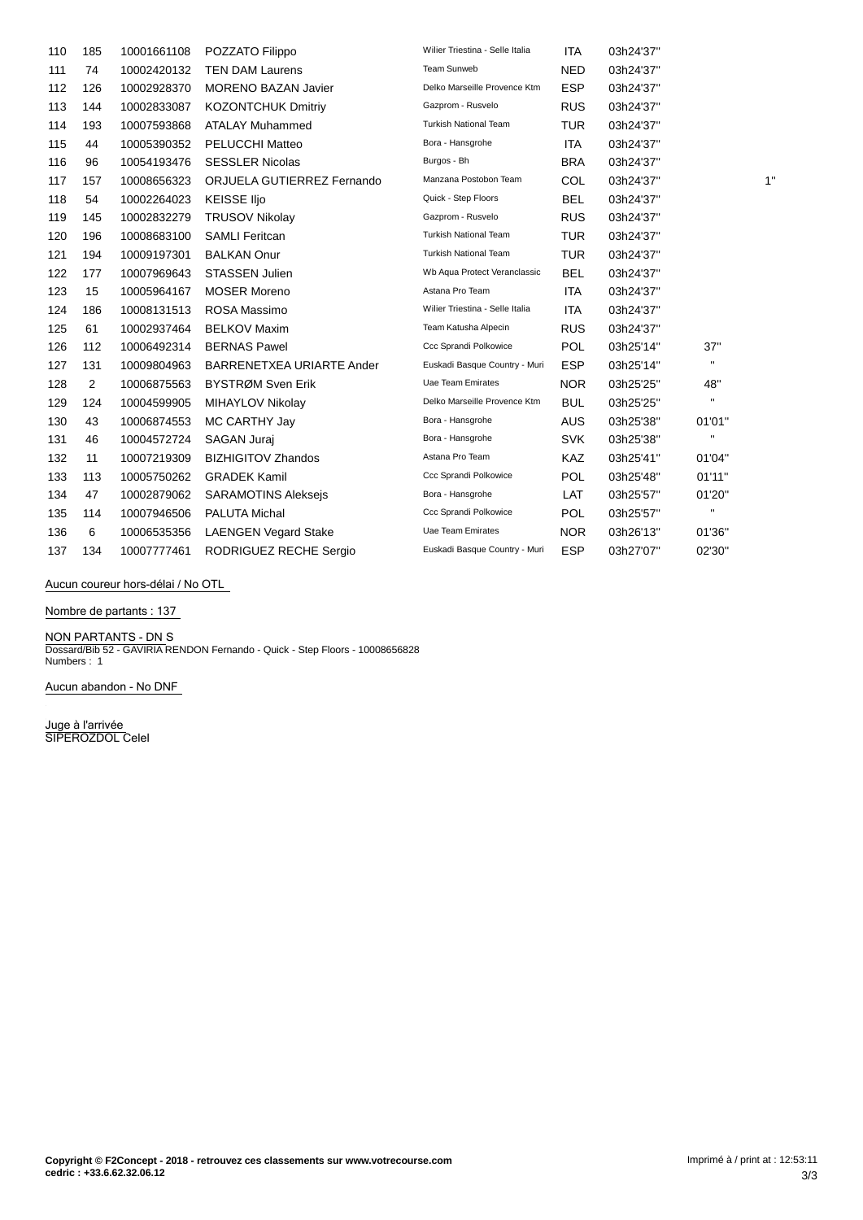| | | | | | | | | |
|---|---|---|---|---|---|---|---|---|
| 110 | 185 | 10001661108 | POZZATO Filippo | Wilier Triestina - Selle Italia | ITA | 03h24'37'' | | |
| 111 | 74 | 10002420132 | TEN DAM Laurens | Team Sunweb | NED | 03h24'37'' | | |
| 112 | 126 | 10002928370 | MORENO BAZAN Javier | Delko Marseille Provence Ktm | ESP | 03h24'37'' | | |
| 113 | 144 | 10002833087 | KOZONTCHUK Dmitriy | Gazprom - Rusvelo | RUS | 03h24'37'' | | |
| 114 | 193 | 10007593868 | ATALAY Muhammed | Turkish National Team | TUR | 03h24'37'' | | |
| 115 | 44 | 10005390352 | PELUCCHI Matteo | Bora - Hansgrohe | ITA | 03h24'37'' | | |
| 116 | 96 | 10054193476 | SESSLER Nicolas | Burgos - Bh | BRA | 03h24'37'' | | |
| 117 | 157 | 10008656323 | ORJUELA GUTIERREZ Fernando | Manzana Postobon Team | COL | 03h24'37'' | | 1'' |
| 118 | 54 | 10002264023 | KEISSE Iljo | Quick - Step Floors | BEL | 03h24'37'' | | |
| 119 | 145 | 10002832279 | TRUSOV Nikolay | Gazprom - Rusvelo | RUS | 03h24'37'' | | |
| 120 | 196 | 10008683100 | SAMLI Feritcan | Turkish National Team | TUR | 03h24'37'' | | |
| 121 | 194 | 10009197301 | BALKAN Onur | Turkish National Team | TUR | 03h24'37'' | | |
| 122 | 177 | 10007969643 | STASSEN Julien | Wb Aqua Protect Veranclassic | BEL | 03h24'37'' | | |
| 123 | 15 | 10005964167 | MOSER Moreno | Astana Pro Team | ITA | 03h24'37'' | | |
| 124 | 186 | 10008131513 | ROSA Massimo | Wilier Triestina - Selle Italia | ITA | 03h24'37'' | | |
| 125 | 61 | 10002937464 | BELKOV Maxim | Team Katusha Alpecin | RUS | 03h24'37'' | | |
| 126 | 112 | 10006492314 | BERNAS Pawel | Ccc Sprandi Polkowice | POL | 03h25'14'' | 37'' | |
| 127 | 131 | 10009804963 | BARRENETXEA URIARTE Ander | Euskadi Basque Country - Muri | ESP | 03h25'14'' | '' | |
| 128 | 2 | 10006875563 | BYSTRØM Sven Erik | Uae Team Emirates | NOR | 03h25'25'' | 48'' | |
| 129 | 124 | 10004599905 | MIHAYLOV Nikolay | Delko Marseille Provence Ktm | BUL | 03h25'25'' | '' | |
| 130 | 43 | 10006874553 | MC CARTHY Jay | Bora - Hansgrohe | AUS | 03h25'38'' | 01'01'' | |
| 131 | 46 | 10004572724 | SAGAN Juraj | Bora - Hansgrohe | SVK | 03h25'38'' | '' | |
| 132 | 11 | 10007219309 | BIZHIGITOV Zhandos | Astana Pro Team | KAZ | 03h25'41'' | 01'04'' | |
| 133 | 113 | 10005750262 | GRADEK Kamil | Ccc Sprandi Polkowice | POL | 03h25'48'' | 01'11'' | |
| 134 | 47 | 10002879062 | SARAMOTINS Aleksejs | Bora - Hansgrohe | LAT | 03h25'57'' | 01'20'' | |
| 135 | 114 | 10007946506 | PALUTA Michal | Ccc Sprandi Polkowice | POL | 03h25'57'' | '' | |
| 136 | 6 | 10006535356 | LAENGEN Vegard Stake | Uae Team Emirates | NOR | 03h26'13'' | 01'36'' | |
| 137 | 134 | 10007777461 | RODRIGUEZ RECHE Sergio | Euskadi Basque Country - Muri | ESP | 03h27'07'' | 02'30'' | |

Aucun coureur hors-délai / No OTL

Nombre de partants : 137

NON PARTANTS - DN S
Dossard/Bib 52 - GAVIRIA RENDON Fernando - Quick - Step Floors - 10008656828
Numbers : 1

Aucun abandon - No DNF

Juge à l'arrivée
SIPEROZDOL Celel

**Copyright © F2Concept - 2018 - retrouvez ces classements sur www.votrecourse.com**
**cedric : +33.6.62.32.06.12**

Imprimé à / print at : 12:53:11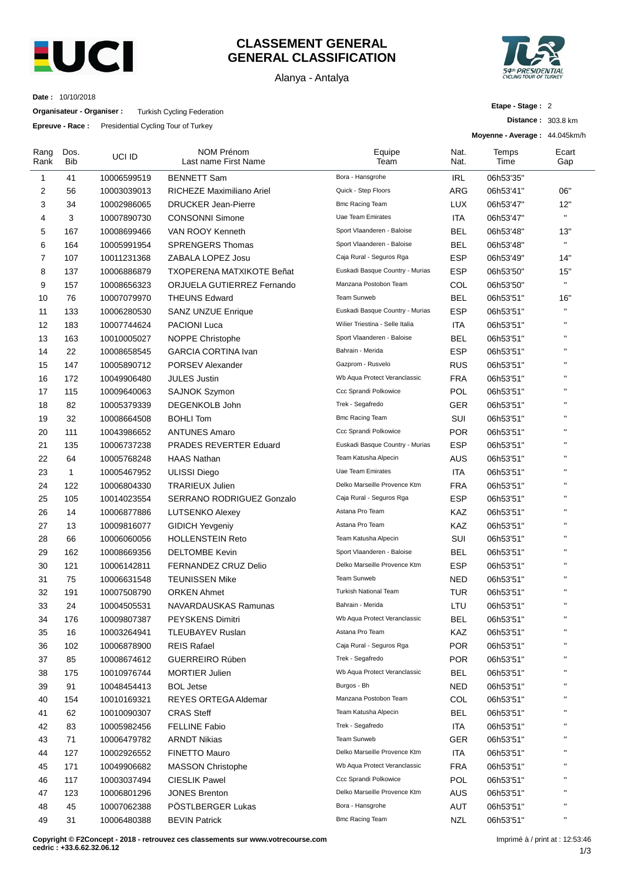# CLASSEMENT GENERAL
# GENERAL CLASSIFICATION

Alanya - Antalya

**Date :** 10/10/2018

**Organisateur - Organiser :** Turkish Cycling Federation

**Epreuve - Race :** Presidential Cycling Tour of Turkey

**Etape - Stage :** 2

**Distance :** 303.8 km

**Moyenne - Average :** 44.045km/h

| Rang Rank | Dos. Bib | UCI ID | NOM Prénom Last name First Name | Equipe Team | Nat. Nat. | Temps Time | Ecart Gap |
|---|---|---|---|---|---|---|---|
| 1 | 41 | 10006599519 | BENNETT Sam | Bora - Hansgrohe | IRL | 06h53'35'' | |
| 2 | 56 | 10003039013 | RICHEZE Maximiliano Ariel | Quick - Step Floors | ARG | 06h53'41'' | 06'' |
| 3 | 34 | 10002986065 | DRUCKER Jean-Pierre | Bmc Racing Team | LUX | 06h53'47'' | 12'' |
| 4 | 3 | 10007890730 | CONSONNI Simone | Uae Team Emirates | ITA | 06h53'47'' | '' |
| 5 | 167 | 10008699466 | VAN ROOY Kenneth | Sport Vlaanderen - Baloise | BEL | 06h53'48'' | 13'' |
| 6 | 164 | 10005991954 | SPRENGERS Thomas | Sport Vlaanderen - Baloise | BEL | 06h53'48'' | '' |
| 7 | 107 | 10011231368 | ZABALA LOPEZ Josu | Caja Rural - Seguros Rga | ESP | 06h53'49'' | 14'' |
| 8 | 137 | 10006886879 | TXOPERENA MATXIKOTE Beñat | Euskadi Basque Country - Murias | ESP | 06h53'50'' | 15'' |
| 9 | 157 | 10008656323 | ORJUELA GUTIERREZ Fernando | Manzana Postobon Team | COL | 06h53'50'' | '' |
| 10 | 76 | 10007079970 | THEUNS Edward | Team Sunweb | BEL | 06h53'51'' | 16'' |
| 11 | 133 | 10006280530 | SANZ UNZUE Enrique | Euskadi Basque Country - Murias | ESP | 06h53'51'' | '' |
| 12 | 183 | 10007744624 | PACIONI Luca | Wilier Triestina - Selle Italia | ITA | 06h53'51'' | '' |
| 13 | 163 | 10010005027 | NOPPE Christophe | Sport Vlaanderen - Baloise | BEL | 06h53'51'' | '' |
| 14 | 22 | 10008658545 | GARCIA CORTINA Ivan | Bahrain - Merida | ESP | 06h53'51'' | '' |
| 15 | 147 | 10005890712 | PORSEV Alexander | Gazprom - Rusvelo | RUS | 06h53'51'' | '' |
| 16 | 172 | 10049906480 | JULES Justin | Wb Aqua Protect Veranclassic | FRA | 06h53'51'' | '' |
| 17 | 115 | 10009640063 | SAJNOK Szymon | Ccc Sprandi Polkowice | POL | 06h53'51'' | '' |
| 18 | 82 | 10005379339 | DEGENKOLB John | Trek - Segafredo | GER | 06h53'51'' | '' |
| 19 | 32 | 10008664508 | BOHLI Tom | Bmc Racing Team | SUI | 06h53'51'' | '' |
| 20 | 111 | 10043986652 | ANTUNES Amaro | Ccc Sprandi Polkowice | POR | 06h53'51'' | '' |
| 21 | 135 | 10006737238 | PRADES REVERTER Eduard | Euskadi Basque Country - Murias | ESP | 06h53'51'' | '' |
| 22 | 64 | 10005768248 | HAAS Nathan | Team Katusha Alpecin | AUS | 06h53'51'' | '' |
| 23 | 1 | 10005467952 | ULISSI Diego | Uae Team Emirates | ITA | 06h53'51'' | '' |
| 24 | 122 | 10006804330 | TRARIEUX Julien | Delko Marseille Provence Ktm | FRA | 06h53'51'' | '' |
| 25 | 105 | 10014023554 | SERRANO RODRIGUEZ Gonzalo | Caja Rural - Seguros Rga | ESP | 06h53'51'' | '' |
| 26 | 14 | 10006877886 | LUTSENKO Alexey | Astana Pro Team | KAZ | 06h53'51'' | '' |
| 27 | 13 | 10009816077 | GIDICH Yevgeniy | Astana Pro Team | KAZ | 06h53'51'' | '' |
| 28 | 66 | 10006060056 | HOLLENSTEIN Reto | Team Katusha Alpecin | SUI | 06h53'51'' | '' |
| 29 | 162 | 10008669356 | DELTOMBE Kevin | Sport Vlaanderen - Baloise | BEL | 06h53'51'' | '' |
| 30 | 121 | 10006142811 | FERNANDEZ CRUZ Delio | Delko Marseille Provence Ktm | ESP | 06h53'51'' | '' |
| 31 | 75 | 10006631548 | TEUNISSEN Mike | Team Sunweb | NED | 06h53'51'' | '' |
| 32 | 191 | 10007508790 | ORKEN Ahmet | Turkish National Team | TUR | 06h53'51'' | '' |
| 33 | 24 | 10004505531 | NAVARDAUSKAS Ramunas | Bahrain - Merida | LTU | 06h53'51'' | '' |
| 34 | 176 | 10009807387 | PEYSKENS Dimitri | Wb Aqua Protect Veranclassic | BEL | 06h53'51'' | '' |
| 35 | 16 | 10003264941 | TLEUBAYEV Ruslan | Astana Pro Team | KAZ | 06h53'51'' | '' |
| 36 | 102 | 10006878900 | REIS Rafael | Caja Rural - Seguros Rga | POR | 06h53'51'' | '' |
| 37 | 85 | 10008674612 | GUERREIRO Rúben | Trek - Segafredo | POR | 06h53'51'' | '' |
| 38 | 175 | 10010976744 | MORTIER Julien | Wb Aqua Protect Veranclassic | BEL | 06h53'51'' | '' |
| 39 | 91 | 10048454413 | BOL Jetse | Burgos - Bh | NED | 06h53'51'' | '' |
| 40 | 154 | 10010169321 | REYES ORTEGA Aldemar | Manzana Postobon Team | COL | 06h53'51'' | '' |
| 41 | 62 | 10010090307 | CRAS Steff | Team Katusha Alpecin | BEL | 06h53'51'' | '' |
| 42 | 83 | 10005982456 | FELLINE Fabio | Trek - Segafredo | ITA | 06h53'51'' | '' |
| 43 | 71 | 10006479782 | ARNDT Nikias | Team Sunweb | GER | 06h53'51'' | '' |
| 44 | 127 | 10002926552 | FINETTO Mauro | Delko Marseille Provence Ktm | ITA | 06h53'51'' | '' |
| 45 | 171 | 10049906682 | MASSON Christophe | Wb Aqua Protect Veranclassic | FRA | 06h53'51'' | '' |
| 46 | 117 | 10003037494 | CIESLIK Pawel | Ccc Sprandi Polkowice | POL | 06h53'51'' | '' |
| 47 | 123 | 10006801296 | JONES Brenton | Delko Marseille Provence Ktm | AUS | 06h53'51'' | '' |
| 48 | 45 | 10007062388 | PÖSTLBERGER Lukas | Bora - Hansgrohe | AUT | 06h53'51'' | '' |
| 49 | 31 | 10006480388 | BEVIN Patrick | Bmc Racing Team | NZL | 06h53'51'' | '' |

**Copyright © F2Concept - 2018 - retrouvez ces classements sur www.votrecourse.com**
**cedric : +33.6.62.32.06.12**

Imprimé à / print at : 12:53:46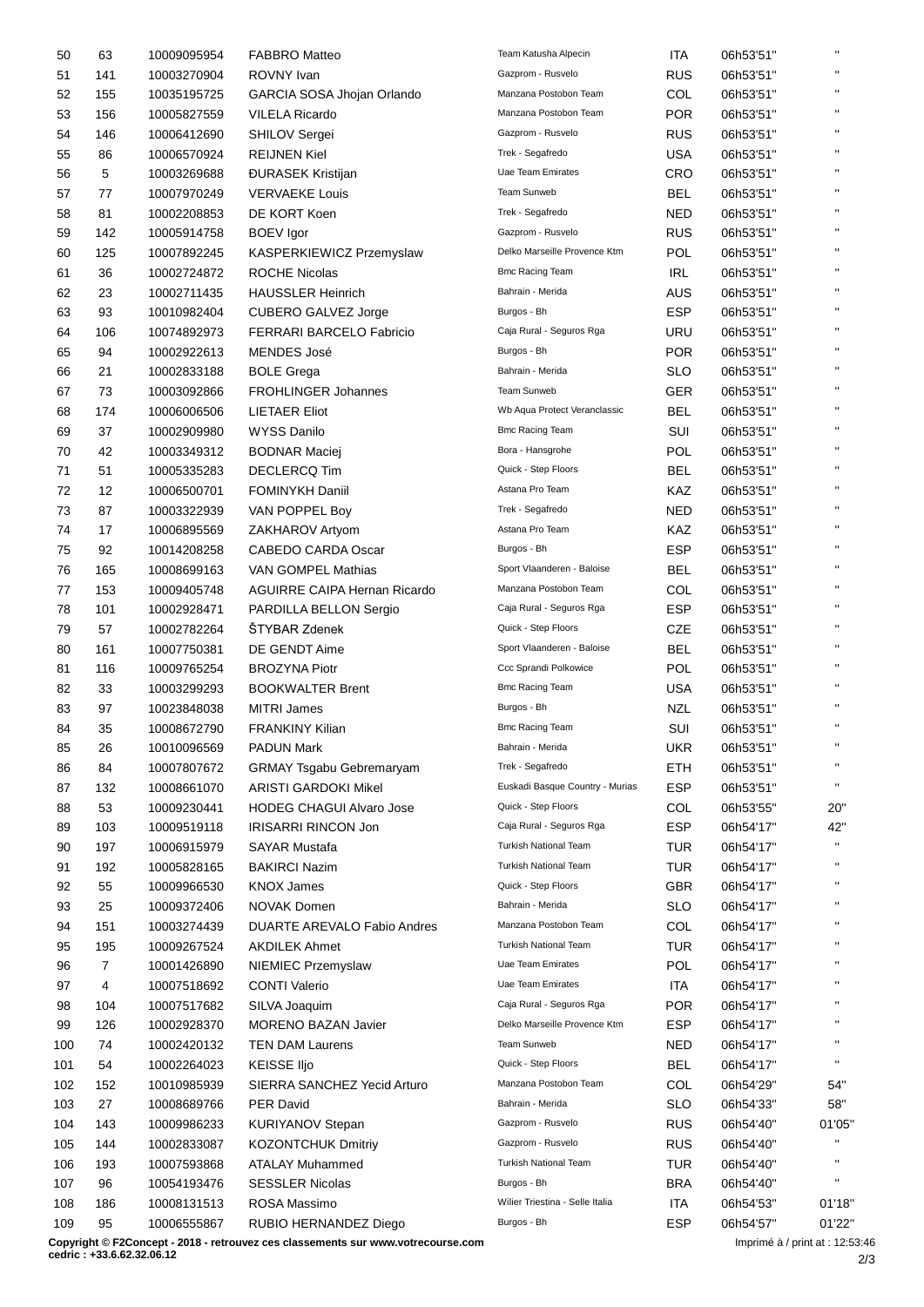| | | | | | | | |
|---|---|---|---|---|---|---|---|
| 50 | 63 | 10009095954 | FABBRO Matteo | Team Katusha Alpecin | ITA | 06h53'51'' | '' |
| 51 | 141 | 10003270904 | ROVNY Ivan | Gazprom - Rusvelo | RUS | 06h53'51'' | '' |
| 52 | 155 | 10035195725 | GARCIA SOSA Jhojan Orlando | Manzana Postobon Team | COL | 06h53'51'' | '' |
| 53 | 156 | 10005827559 | VILELA Ricardo | Manzana Postobon Team | POR | 06h53'51'' | '' |
| 54 | 146 | 10006412690 | SHILOV Sergei | Gazprom - Rusvelo | RUS | 06h53'51'' | '' |
| 55 | 86 | 10006570924 | REIJNEN Kiel | Trek - Segafredo | USA | 06h53'51'' | '' |
| 56 | 5 | 10003269688 | ĐURASEK Kristijan | Uae Team Emirates | CRO | 06h53'51'' | '' |
| 57 | 77 | 10007970249 | VERVAEKE Louis | Team Sunweb | BEL | 06h53'51'' | '' |
| 58 | 81 | 10002208853 | DE KORT Koen | Trek - Segafredo | NED | 06h53'51'' | '' |
| 59 | 142 | 10005914758 | BOEV Igor | Gazprom - Rusvelo | RUS | 06h53'51'' | '' |
| 60 | 125 | 10007892245 | KASPERKIEWICZ Przemyslaw | Delko Marseille Provence Ktm | POL | 06h53'51'' | '' |
| 61 | 36 | 10002724872 | ROCHE Nicolas | Bmc Racing Team | IRL | 06h53'51'' | '' |
| 62 | 23 | 10002711435 | HAUSSLER Heinrich | Bahrain - Merida | AUS | 06h53'51'' | '' |
| 63 | 93 | 10010982404 | CUBERO GALVEZ Jorge | Burgos - Bh | ESP | 06h53'51'' | '' |
| 64 | 106 | 10074892973 | FERRARI BARCELO Fabricio | Caja Rural - Seguros Rga | URU | 06h53'51'' | '' |
| 65 | 94 | 10002922613 | MENDES José | Burgos - Bh | POR | 06h53'51'' | '' |
| 66 | 21 | 10002833188 | BOLE Grega | Bahrain - Merida | SLO | 06h53'51'' | '' |
| 67 | 73 | 10003092866 | FROHLINGER Johannes | Team Sunweb | GER | 06h53'51'' | '' |
| 68 | 174 | 10006006506 | LIETAER Eliot | Wb Aqua Protect Veranclassic | BEL | 06h53'51'' | '' |
| 69 | 37 | 10002909980 | WYSS Danilo | Bmc Racing Team | SUI | 06h53'51'' | '' |
| 70 | 42 | 10003349312 | BODNAR Maciej | Bora - Hansgrohe | POL | 06h53'51'' | '' |
| 71 | 51 | 10005335283 | DECLERCQ Tim | Quick - Step Floors | BEL | 06h53'51'' | '' |
| 72 | 12 | 10006500701 | FOMINYKH Daniil | Astana Pro Team | KAZ | 06h53'51'' | '' |
| 73 | 87 | 10003322939 | VAN POPPEL Boy | Trek - Segafredo | NED | 06h53'51'' | '' |
| 74 | 17 | 10006895569 | ZAKHAROV Artyom | Astana Pro Team | KAZ | 06h53'51'' | '' |
| 75 | 92 | 10014208258 | CABEDO CARDA Oscar | Burgos - Bh | ESP | 06h53'51'' | '' |
| 76 | 165 | 10008699163 | VAN GOMPEL Mathias | Sport Vlaanderen - Baloise | BEL | 06h53'51'' | '' |
| 77 | 153 | 10009405748 | AGUIRRE CAIPA Hernan Ricardo | Manzana Postobon Team | COL | 06h53'51'' | '' |
| 78 | 101 | 10002928471 | PARDILLA BELLON Sergio | Caja Rural - Seguros Rga | ESP | 06h53'51'' | '' |
| 79 | 57 | 10002782264 | ŠTYBAR Zdenek | Quick - Step Floors | CZE | 06h53'51'' | '' |
| 80 | 161 | 10007750381 | DE GENDT Aime | Sport Vlaanderen - Baloise | BEL | 06h53'51'' | '' |
| 81 | 116 | 10009765254 | BROZYNA Piotr | Ccc Sprandi Polkowice | POL | 06h53'51'' | '' |
| 82 | 33 | 10003299293 | BOOKWALTER Brent | Bmc Racing Team | USA | 06h53'51'' | '' |
| 83 | 97 | 10023848038 | MITRI James | Burgos - Bh | NZL | 06h53'51'' | '' |
| 84 | 35 | 10008672790 | FRANKINY Kilian | Bmc Racing Team | SUI | 06h53'51'' | '' |
| 85 | 26 | 10010096569 | PADUN Mark | Bahrain - Merida | UKR | 06h53'51'' | '' |
| 86 | 84 | 10007807672 | GRMAY Tsgabu Gebremaryam | Trek - Segafredo | ETH | 06h53'51'' | '' |
| 87 | 132 | 10008661070 | ARISTI GARDOKI Mikel | Euskadi Basque Country - Murias | ESP | 06h53'51'' | '' |
| 88 | 53 | 10009230441 | HODEG CHAGUI Alvaro Jose | Quick - Step Floors | COL | 06h53'55'' | 20'' |
| 89 | 103 | 10009519118 | IRISARRI RINCON Jon | Caja Rural - Seguros Rga | ESP | 06h54'17'' | 42'' |
| 90 | 197 | 10006915979 | SAYAR Mustafa | Turkish National Team | TUR | 06h54'17'' | '' |
| 91 | 192 | 10005828165 | BAKIRCI Nazim | Turkish National Team | TUR | 06h54'17'' | '' |
| 92 | 55 | 10009966530 | KNOX James | Quick - Step Floors | GBR | 06h54'17'' | '' |
| 93 | 25 | 10009372406 | NOVAK Domen | Bahrain - Merida | SLO | 06h54'17'' | '' |
| 94 | 151 | 10003274439 | DUARTE AREVALO Fabio Andres | Manzana Postobon Team | COL | 06h54'17'' | '' |
| 95 | 195 | 10009267524 | AKDILEK Ahmet | Turkish National Team | TUR | 06h54'17'' | '' |
| 96 | 7 | 10001426890 | NIEMIEC Przemyslaw | Uae Team Emirates | POL | 06h54'17'' | '' |
| 97 | 4 | 10007518692 | CONTI Valerio | Uae Team Emirates | ITA | 06h54'17'' | '' |
| 98 | 104 | 10007517682 | SILVA Joaquim | Caja Rural - Seguros Rga | POR | 06h54'17'' | '' |
| 99 | 126 | 10002928370 | MORENO BAZAN Javier | Delko Marseille Provence Ktm | ESP | 06h54'17'' | '' |
| 100 | 74 | 10002420132 | TEN DAM Laurens | Team Sunweb | NED | 06h54'17'' | '' |
| 101 | 54 | 10002264023 | KEISSE Iljo | Quick - Step Floors | BEL | 06h54'17'' | '' |
| 102 | 152 | 10010985939 | SIERRA SANCHEZ Yecid Arturo | Manzana Postobon Team | COL | 06h54'29'' | 54'' |
| 103 | 27 | 10008689766 | PER David | Bahrain - Merida | SLO | 06h54'33'' | 58'' |
| 104 | 143 | 10009986233 | KURIYANOV Stepan | Gazprom - Rusvelo | RUS | 06h54'40'' | 01'05'' |
| 105 | 144 | 10002833087 | KOZONTCHUK Dmitriy | Gazprom - Rusvelo | RUS | 06h54'40'' | '' |
| 106 | 193 | 10007593868 | ATALAY Muhammed | Turkish National Team | TUR | 06h54'40'' | '' |
| 107 | 96 | 10054193476 | SESSLER Nicolas | Burgos - Bh | BRA | 06h54'40'' | '' |
| 108 | 186 | 10008131513 | ROSA Massimo | Wilier Triestina - Selle Italia | ITA | 06h54'53'' | 01'18'' |
| 109 | 95 | 10006555867 | RUBIO HERNANDEZ Diego | Burgos - Bh | ESP | 06h54'57'' | 01'22'' |

**Copyright © F2Concept - 2018 - retrouvez ces classements sur www.votrecourse.com**
**cedric : +33.6.62.32.06.12**

Imprimé à / print at : 12:53:46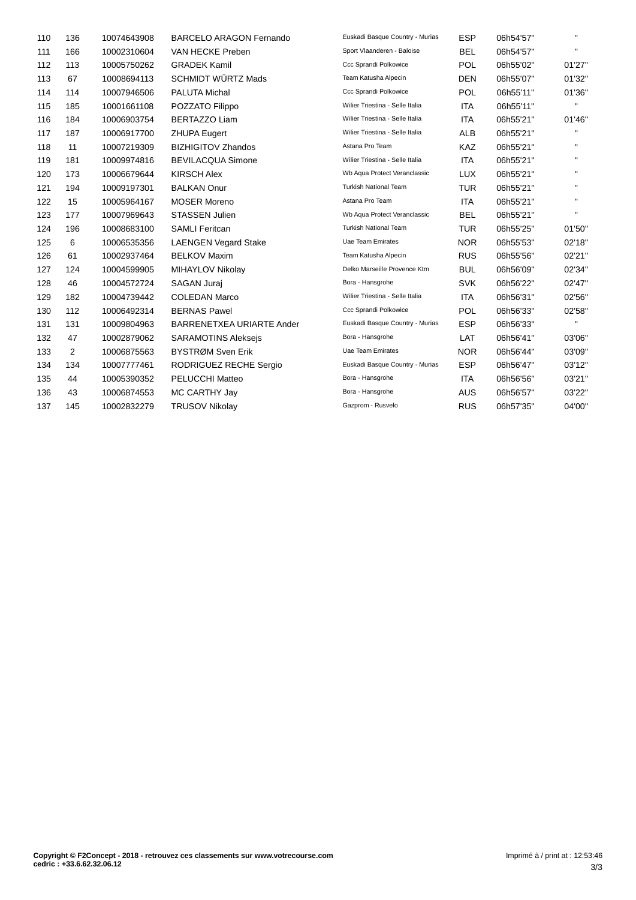| | | | | | | | |
|---|---|---|---|---|---|---|---|
| 110 | 136 | 10074643908 | BARCELO ARAGON Fernando | Euskadi Basque Country - Murias | ESP | 06h54'57'' | '' |
| 111 | 166 | 10002310604 | VAN HECKE Preben | Sport Vlaanderen - Baloise | BEL | 06h54'57'' | '' |
| 112 | 113 | 10005750262 | GRADEK Kamil | Ccc Sprandi Polkowice | POL | 06h55'02'' | 01'27'' |
| 113 | 67 | 10008694113 | SCHMIDT WÜRTZ Mads | Team Katusha Alpecin | DEN | 06h55'07'' | 01'32'' |
| 114 | 114 | 10007946506 | PALUTA Michal | Ccc Sprandi Polkowice | POL | 06h55'11'' | 01'36'' |
| 115 | 185 | 10001661108 | POZZATO Filippo | Wilier Triestina - Selle Italia | ITA | 06h55'11'' | '' |
| 116 | 184 | 10006903754 | BERTAZZO Liam | Wilier Triestina - Selle Italia | ITA | 06h55'21'' | 01'46'' |
| 117 | 187 | 10006917700 | ZHUPA Eugert | Wilier Triestina - Selle Italia | ALB | 06h55'21'' | '' |
| 118 | 11 | 10007219309 | BIZHIGITOV Zhandos | Astana Pro Team | KAZ | 06h55'21'' | '' |
| 119 | 181 | 10009974816 | BEVILACQUA Simone | Wilier Triestina - Selle Italia | ITA | 06h55'21'' | '' |
| 120 | 173 | 10006679644 | KIRSCH Alex | Wb Aqua Protect Veranclassic | LUX | 06h55'21'' | '' |
| 121 | 194 | 10009197301 | BALKAN Onur | Turkish National Team | TUR | 06h55'21'' | '' |
| 122 | 15 | 10005964167 | MOSER Moreno | Astana Pro Team | ITA | 06h55'21'' | '' |
| 123 | 177 | 10007969643 | STASSEN Julien | Wb Aqua Protect Veranclassic | BEL | 06h55'21'' | '' |
| 124 | 196 | 10008683100 | SAMLI Feritcan | Turkish National Team | TUR | 06h55'25'' | 01'50'' |
| 125 | 6 | 10006535356 | LAENGEN Vegard Stake | Uae Team Emirates | NOR | 06h55'53'' | 02'18'' |
| 126 | 61 | 10002937464 | BELKOV Maxim | Team Katusha Alpecin | RUS | 06h55'56'' | 02'21'' |
| 127 | 124 | 10004599905 | MIHAYLOV Nikolay | Delko Marseille Provence Ktm | BUL | 06h56'09'' | 02'34'' |
| 128 | 46 | 10004572724 | SAGAN Juraj | Bora - Hansgrohe | SVK | 06h56'22'' | 02'47'' |
| 129 | 182 | 10004739442 | COLEDAN Marco | Wilier Triestina - Selle Italia | ITA | 06h56'31'' | 02'56'' |
| 130 | 112 | 10006492314 | BERNAS Pawel | Ccc Sprandi Polkowice | POL | 06h56'33'' | 02'58'' |
| 131 | 131 | 10009804963 | BARRENETXEA URIARTE Ander | Euskadi Basque Country - Murias | ESP | 06h56'33'' | '' |
| 132 | 47 | 10002879062 | SARAMOTINS Aleksejs | Bora - Hansgrohe | LAT | 06h56'41'' | 03'06'' |
| 133 | 2 | 10006875563 | BYSTRØM Sven Erik | Uae Team Emirates | NOR | 06h56'44'' | 03'09'' |
| 134 | 134 | 10007777461 | RODRIGUEZ RECHE Sergio | Euskadi Basque Country - Murias | ESP | 06h56'47'' | 03'12'' |
| 135 | 44 | 10005390352 | PELUCCHI Matteo | Bora - Hansgrohe | ITA | 06h56'56'' | 03'21'' |
| 136 | 43 | 10006874553 | MC CARTHY Jay | Bora - Hansgrohe | AUS | 06h56'57'' | 03'22'' |
| 137 | 145 | 10002832279 | TRUSOV Nikolay | Gazprom - Rusvelo | RUS | 06h57'35'' | 04'00'' |

**Copyright © F2Concept - 2018 - retrouvez ces classements sur www.votrecourse.com**
**cedric : +33.6.62.32.06.12**

Imprimé à / print at : 12:53:46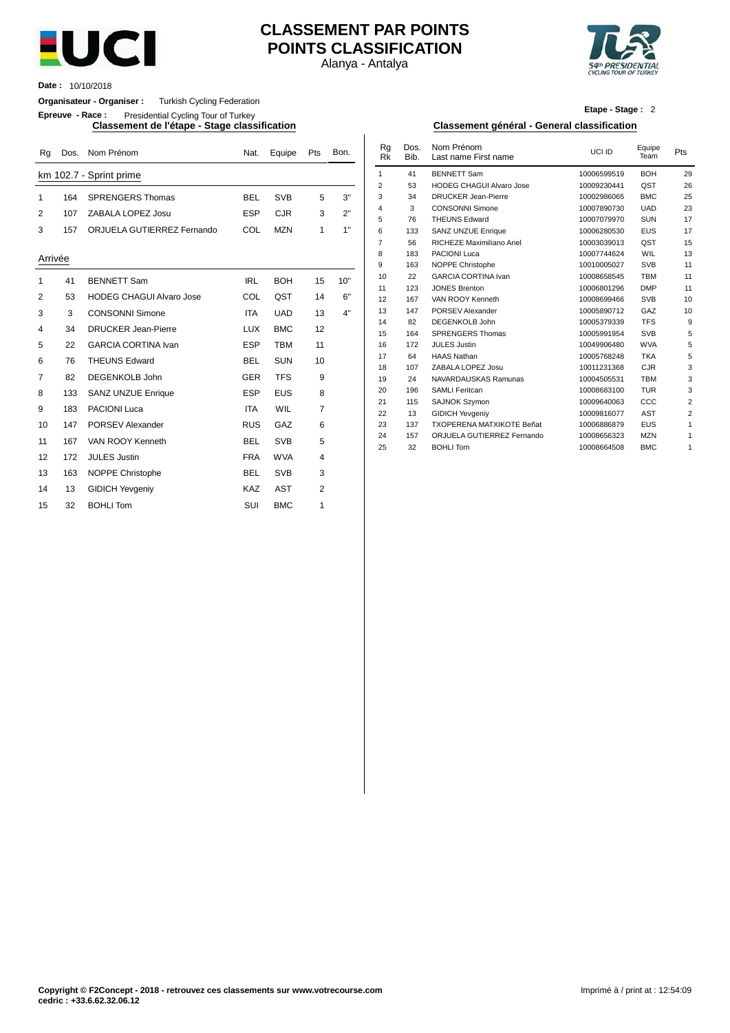# CLASSEMENT PAR POINTS
# POINTS CLASSIFICATION

Alanya - Antalya

**Date :** 10/10/2018

**Organisateur - Organiser :** Turkish Cycling Federation

**Epreuve - Race :** Presidential Cycling Tour of Turkey

**Etape - Stage :** 2

## Classement de l'étape - Stage classification

| Rg | Dos. | Nom Prénom | Nat. | Equipe | Pts | Bon. |
|---|---|---|---|---|---|---|
| km 102.7 - Sprint prime | | | | | | |
| 1 | 164 | SPRENGERS Thomas | BEL | SVB | 5 | 3" |
| 2 | 107 | ZABALA LOPEZ Josu | ESP | CJR | 3 | 2" |
| 3 | 157 | ORJUELA GUTIERREZ Fernando | COL | MZN | 1 | 1" |
| Arrivée | | | | | | |
| 1 | 41 | BENNETT Sam | IRL | BOH | 15 | 10" |
| 2 | 53 | HODEG CHAGUI Alvaro Jose | COL | QST | 14 | 6" |
| 3 | 3 | CONSONNI Simone | ITA | UAD | 13 | 4" |
| 4 | 34 | DRUCKER Jean-Pierre | LUX | BMC | 12 | |
| 5 | 22 | GARCIA CORTINA Ivan | ESP | TBM | 11 | |
| 6 | 76 | THEUNS Edward | BEL | SUN | 10 | |
| 7 | 82 | DEGENKOLB John | GER | TFS | 9 | |
| 8 | 133 | SANZ UNZUE Enrique | ESP | EUS | 8 | |
| 9 | 183 | PACIONI Luca | ITA | WIL | 7 | |
| 10 | 147 | PORSEV Alexander | RUS | GAZ | 6 | |
| 11 | 167 | VAN ROOY Kenneth | BEL | SVB | 5 | |
| 12 | 172 | JULES Justin | FRA | WVA | 4 | |
| 13 | 163 | NOPPE Christophe | BEL | SVB | 3 | |
| 14 | 13 | GIDICH Yevgeniy | KAZ | AST | 2 | |
| 15 | 32 | BOHLI Tom | SUI | BMC | 1 | |

## Classement général - General classification

| Rg Rk | Dos. Bib. | Nom Prénom Last name First name | UCI ID | Equipe Team | Pts |
|---|---|---|---|---|---|
| 1 | 41 | BENNETT Sam | 10006599519 | BOH | 29 |
| 2 | 53 | HODEG CHAGUI Alvaro Jose | 10009230441 | QST | 26 |
| 3 | 34 | DRUCKER Jean-Pierre | 10002986065 | BMC | 25 |
| 4 | 3 | CONSONNI Simone | 10007890730 | UAD | 23 |
| 5 | 76 | THEUNS Edward | 10007079970 | SUN | 17 |
| 6 | 133 | SANZ UNZUE Enrique | 10006280530 | EUS | 17 |
| 7 | 56 | RICHEZE Maximiliano Ariel | 10003039013 | QST | 15 |
| 8 | 183 | PACIONI Luca | 10007744624 | WIL | 13 |
| 9 | 163 | NOPPE Christophe | 10010005027 | SVB | 11 |
| 10 | 22 | GARCIA CORTINA Ivan | 10008658545 | TBM | 11 |
| 11 | 123 | JONES Brenton | 10006801296 | DMP | 11 |
| 12 | 167 | VAN ROOY Kenneth | 10008699466 | SVB | 10 |
| 13 | 147 | PORSEV Alexander | 10005890712 | GAZ | 10 |
| 14 | 82 | DEGENKOLB John | 10005379339 | TFS | 9 |
| 15 | 164 | SPRENGERS Thomas | 10005991954 | SVB | 5 |
| 16 | 172 | JULES Justin | 10049906480 | WVA | 5 |
| 17 | 64 | HAAS Nathan | 10005768248 | TKA | 5 |
| 18 | 107 | ZABALA LOPEZ Josu | 10011231368 | CJR | 3 |
| 19 | 24 | NAVARDAUSKAS Ramunas | 10004505531 | TBM | 3 |
| 20 | 196 | SAMLI Feritcan | 10008683100 | TUR | 3 |
| 21 | 115 | SAJNOK Szymon | 10009640063 | CCC | 2 |
| 22 | 13 | GIDICH Yevgeniy | 10009816077 | AST | 2 |
| 23 | 137 | TXOPERENA MATXIKOTE Beñat | 10006886879 | EUS | 1 |
| 24 | 157 | ORJUELA GUTIERREZ Fernando | 10008656323 | MZN | 1 |
| 25 | 32 | BOHLI Tom | 10008664508 | BMC | 1 |

**Copyright © F2Concept - 2018 - retrouvez ces classements sur www.votrecourse.com**
**cedric : +33.6.62.32.06.12**

Imprimé à / print at : 12:54:09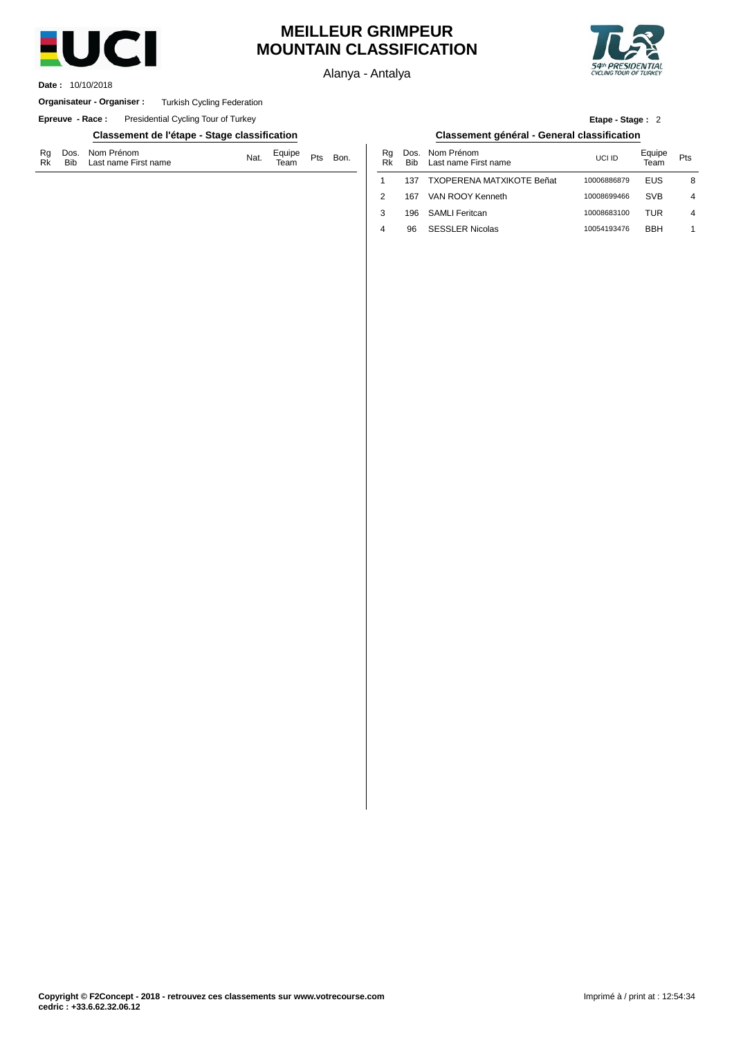# MEILLEUR GRIMPEUR
# MOUNTAIN CLASSIFICATION

Alanya - Antalya

**Date :** 10/10/2018

**Organisateur - Organiser :** Turkish Cycling Federation

**Epreuve - Race :** Presidential Cycling Tour of Turkey

**Etape - Stage :** 2

## Classement de l'étape - Stage classification

| Rg Rk | Dos. Bib | Nom Prénom Last name First name | Nat. | Equipe Team | Pts | Bon. |
|---|---|---|---|---|---|---|

## Classement général - General classification

| Rg Rk | Dos. Bib | Nom Prénom Last name First name | UCI ID | Equipe Team | Pts |
|---|---|---|---|---|---|
| 1 | 137 | TXOPERENA MATXIKOTE Beñat | 10006886879 | EUS | 8 |
| 2 | 167 | VAN ROOY Kenneth | 10008699466 | SVB | 4 |
| 3 | 196 | SAMLI Feritcan | 10008683100 | TUR | 4 |
| 4 | 96 | SESSLER Nicolas | 10054193476 | BBH | 1 |

**Copyright © F2Concept - 2018 - retrouvez ces classements sur www.votrecourse.com**
**cedric : +33.6.62.32.06.12**

Imprimé à / print at : 12:54:34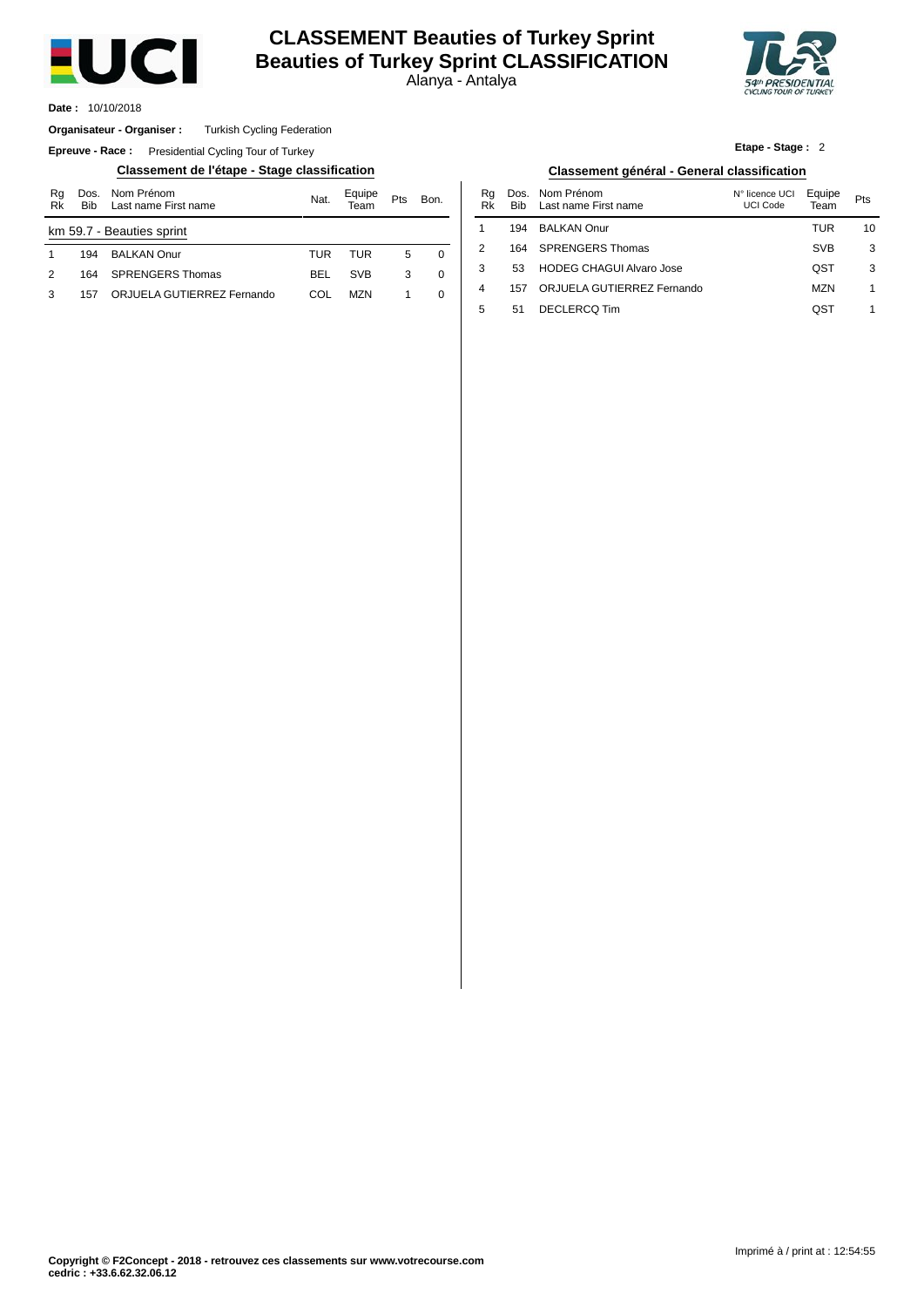# CLASSEMENT Beauties of Turkey Sprint
# Beauties of Turkey Sprint CLASSIFICATION

Alanya - Antalya

**Date :** 10/10/2018

**Organisateur - Organiser :** Turkish Cycling Federation

**Epreuve - Race :** Presidential Cycling Tour of Turkey

**Etape - Stage :** 2

## Classement de l'étape - Stage classification

| Rg Rk | Dos. Bib | Nom Prénom Last name First name | Nat. | Equipe Team | Pts | Bon. |
|---|---|---|---|---|---|---|
| km 59.7 - Beauties sprint | | | | | | |
| 1 | 194 | BALKAN Onur | TUR | TUR | 5 | 0 |
| 2 | 164 | SPRENGERS Thomas | BEL | SVB | 3 | 0 |
| 3 | 157 | ORJUELA GUTIERREZ Fernando | COL | MZN | 1 | 0 |

## Classement général - General classification

| Rg Rk | Dos. Bib | Nom Prénom Last name First name | N° licence UCI UCI Code | Equipe Team | Pts |
|---|---|---|---|---|---|
| 1 | 194 | BALKAN Onur | | TUR | 10 |
| 2 | 164 | SPRENGERS Thomas | | SVB | 3 |
| 3 | 53 | HODEG CHAGUI Alvaro Jose | | QST | 3 |
| 4 | 157 | ORJUELA GUTIERREZ Fernando | | MZN | 1 |
| 5 | 51 | DECLERCQ Tim | | QST | 1 |

Imprimé à / print at : 12:54:55

**Copyright © F2Concept - 2018 - retrouvez ces classements sur www.votrecourse.com**
**cedric : +33.6.62.32.06.12**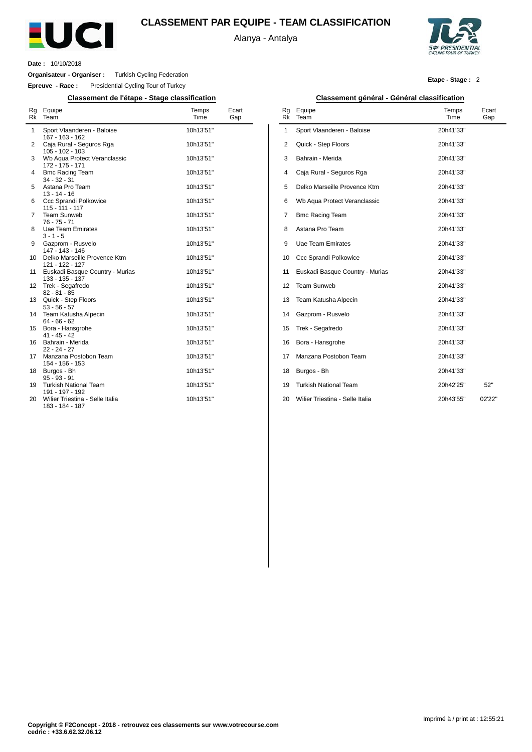# CLASSEMENT PAR EQUIPE - TEAM CLASSIFICATION

Alanya - Antalya

**Date :** 10/10/2018

**Organisateur - Organiser :** Turkish Cycling Federation

**Epreuve - Race :** Presidential Cycling Tour of Turkey

**Etape - Stage :** 2

## Classement de l'étape - Stage classification

| Rg Rk | Equipe Team | Temps Time | Ecart Gap |
|---|---|---|---|
| 1 | Sport Vlaanderen - Baloise<br>167 - 163 - 162 | 10h13'51'' | |
| 2 | Caja Rural - Seguros Rga<br>105 - 102 - 103 | 10h13'51'' | |
| 3 | Wb Aqua Protect Veranclassic<br>172 - 175 - 171 | 10h13'51'' | |
| 4 | Bmc Racing Team<br>34 - 32 - 31 | 10h13'51'' | |
| 5 | Astana Pro Team<br>13 - 14 - 16 | 10h13'51'' | |
| 6 | Ccc Sprandi Polkowice<br>115 - 111 - 117 | 10h13'51'' | |
| 7 | Team Sunweb<br>76 - 75 - 71 | 10h13'51'' | |
| 8 | Uae Team Emirates<br>3 - 1 - 5 | 10h13'51'' | |
| 9 | Gazprom - Rusvelo<br>147 - 143 - 146 | 10h13'51'' | |
| 10 | Delko Marseille Provence Ktm<br>121 - 122 - 127 | 10h13'51'' | |
| 11 | Euskadi Basque Country - Murias<br>133 - 135 - 137 | 10h13'51'' | |
| 12 | Trek - Segafredo<br>82 - 81 - 85 | 10h13'51'' | |
| 13 | Quick - Step Floors<br>53 - 56 - 57 | 10h13'51'' | |
| 14 | Team Katusha Alpecin<br>64 - 66 - 62 | 10h13'51'' | |
| 15 | Bora - Hansgrohe<br>41 - 45 - 42 | 10h13'51'' | |
| 16 | Bahrain - Merida<br>22 - 24 - 27 | 10h13'51'' | |
| 17 | Manzana Postobon Team<br>154 - 156 - 153 | 10h13'51'' | |
| 18 | Burgos - Bh<br>95 - 93 - 91 | 10h13'51'' | |
| 19 | Turkish National Team<br>191 - 197 - 192 | 10h13'51'' | |
| 20 | Wilier Triestina - Selle Italia<br>183 - 184 - 187 | 10h13'51'' | |

## Classement général - Général classification

| Rg Rk | Equipe Team | Temps Time | Ecart Gap |
|---|---|---|---|
| 1 | Sport Vlaanderen - Baloise | 20h41'33'' | |
| 2 | Quick - Step Floors | 20h41'33'' | |
| 3 | Bahrain - Merida | 20h41'33'' | |
| 4 | Caja Rural - Seguros Rga | 20h41'33'' | |
| 5 | Delko Marseille Provence Ktm | 20h41'33'' | |
| 6 | Wb Aqua Protect Veranclassic | 20h41'33'' | |
| 7 | Bmc Racing Team | 20h41'33'' | |
| 8 | Astana Pro Team | 20h41'33'' | |
| 9 | Uae Team Emirates | 20h41'33'' | |
| 10 | Ccc Sprandi Polkowice | 20h41'33'' | |
| 11 | Euskadi Basque Country - Murias | 20h41'33'' | |
| 12 | Team Sunweb | 20h41'33'' | |
| 13 | Team Katusha Alpecin | 20h41'33'' | |
| 14 | Gazprom - Rusvelo | 20h41'33'' | |
| 15 | Trek - Segafredo | 20h41'33'' | |
| 16 | Bora - Hansgrohe | 20h41'33'' | |
| 17 | Manzana Postobon Team | 20h41'33'' | |
| 18 | Burgos - Bh | 20h41'33'' | |
| 19 | Turkish National Team | 20h42'25'' | 52'' |
| 20 | Wilier Triestina - Selle Italia | 20h43'55'' | 02'22'' |

Imprimé à / print at : 12:55:21

**Copyright © F2Concept - 2018 - retrouvez ces classements sur www.votrecourse.com**
**cedric : +33.6.62.32.06.12**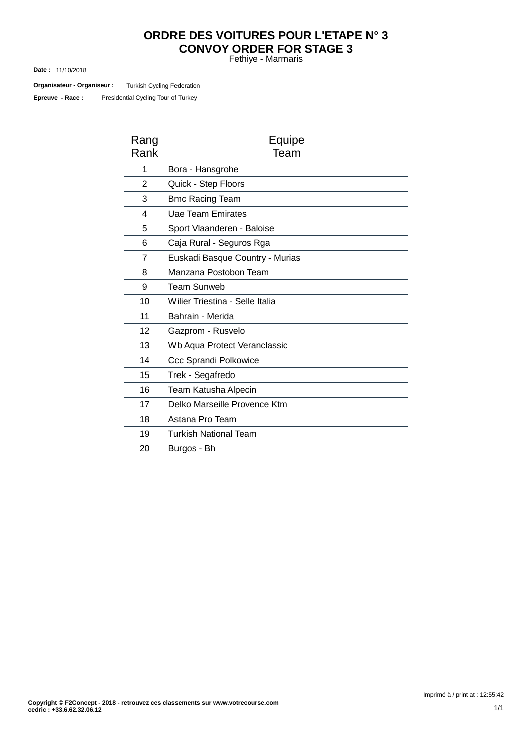# ORDRE DES VOITURES POUR L'ETAPE N° 3
# CONVOY ORDER FOR STAGE 3

Fethiye - Marmaris

**Date :** 11/10/2018

**Organisateur - Organiseur :** Turkish Cycling Federation

**Epreuve - Race :** Presidential Cycling Tour of Turkey

| Rang<br>Rank | Equipe<br>Team |
|---|---|
| 1 | Bora - Hansgrohe |
| 2 | Quick - Step Floors |
| 3 | Bmc Racing Team |
| 4 | Uae Team Emirates |
| 5 | Sport Vlaanderen - Baloise |
| 6 | Caja Rural - Seguros Rga |
| 7 | Euskadi Basque Country - Murias |
| 8 | Manzana Postobon Team |
| 9 | Team Sunweb |
| 10 | Wilier Triestina - Selle Italia |
| 11 | Bahrain - Merida |
| 12 | Gazprom - Rusvelo |
| 13 | Wb Aqua Protect Veranclassic |
| 14 | Ccc Sprandi Polkowice |
| 15 | Trek - Segafredo |
| 16 | Team Katusha Alpecin |
| 17 | Delko Marseille Provence Ktm |
| 18 | Astana Pro Team |
| 19 | Turkish National Team |
| 20 | Burgos - Bh |

Imprimé à / print at : 12:55:42

**Copyright © F2Concept - 2018 - retrouvez ces classements sur www.votrecourse.com**
**cedric : +33.6.62.32.06.12**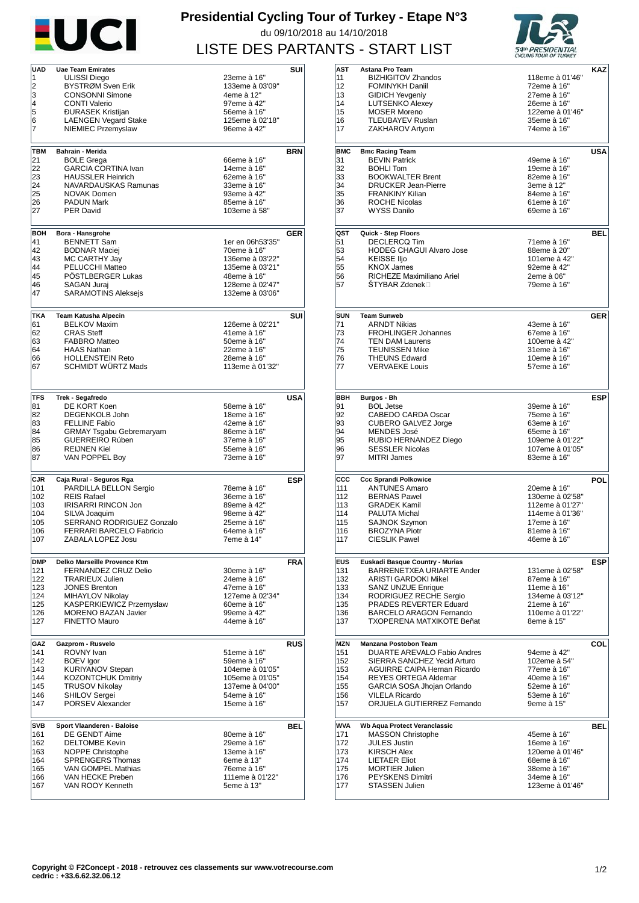# Presidential Cycling Tour of Turkey - Etape N°3

du 09/10/2018 au 14/10/2018

## LISTE DES PARTANTS - START LIST

| UAD | Uae Team Emirates | SUI |
|---|---|---|
| 1 | ULISSI Diego | 23eme à 16" |
| 2 | BYSTRØM Sven Erik | 133eme à 03'09" |
| 3 | CONSONNI Simone | 4eme à 12" |
| 4 | CONTI Valerio | 97eme à 42" |
| 5 | ĐURASEK Kristijan | 56eme à 16" |
| 6 | LAENGEN Vegard Stake | 125eme à 02'18" |
| 7 | NIEMIEC Przemyslaw | 96eme à 42" |

| TBM | Bahrain - Merida | BRN |
|---|---|---|
| 21 | BOLE Grega | 66eme à 16" |
| 22 | GARCIA CORTINA Ivan | 14eme à 16" |
| 23 | HAUSSLER Heinrich | 62eme à 16" |
| 24 | NAVARDAUSKAS Ramunas | 33eme à 16" |
| 25 | NOVAK Domen | 93eme à 42" |
| 26 | PADUN Mark | 85eme à 16" |
| 27 | PER David | 103eme à 58" |

| BOH | Bora - Hansgrohe | GER |
|---|---|---|
| 41 | BENNETT Sam | 1er en 06h53'35" |
| 42 | BODNAR Maciej | 70eme à 16" |
| 43 | MC CARTHY Jay | 136eme à 03'22" |
| 44 | PELUCCHI Matteo | 135eme à 03'21" |
| 45 | PÖSTLBERGER Lukas | 48eme à 16" |
| 46 | SAGAN Juraj | 128eme à 02'47" |
| 47 | SARAMOTINS Aleksejs | 132eme à 03'06" |

| TKA | Team Katusha Alpecin | SUI |
|---|---|---|
| 61 | BELKOV Maxim | 126eme à 02'21" |
| 62 | CRAS Steff | 41eme à 16" |
| 63 | FABBRO Matteo | 50eme à 16" |
| 64 | HAAS Nathan | 22eme à 16" |
| 66 | HOLLENSTEIN Reto | 28eme à 16" |
| 67 | SCHMIDT WÜRTZ Mads | 113eme à 01'32" |

| TFS | Trek - Segafredo | USA |
|---|---|---|
| 81 | DE KORT Koen | 58eme à 16" |
| 82 | DEGENKOLB John | 18eme à 16" |
| 83 | FELLINE Fabio | 42eme à 16" |
| 84 | GRMAY Tsgabu Gebremaryam | 86eme à 16" |
| 85 | GUERREIRO Rúben | 37eme à 16" |
| 86 | REIJNEN Kiel | 55eme à 16" |
| 87 | VAN POPPEL Boy | 73eme à 16" |

| CJR | Caja Rural - Seguros Rga | ESP |
|---|---|---|
| 101 | PARDILLA BELLON Sergio | 78eme à 16" |
| 102 | REIS Rafael | 36eme à 16" |
| 103 | IRISARRI RINCON Jon | 89eme à 42" |
| 104 | SILVA Joaquim | 98eme à 42" |
| 105 | SERRANO RODRIGUEZ Gonzalo | 25eme à 16" |
| 106 | FERRARI BARCELO Fabricio | 64eme à 16" |
| 107 | ZABALA LOPEZ Josu | 7eme à 14" |

| DMP | Delko Marseille Provence Ktm | FRA |
|---|---|---|
| 121 | FERNANDEZ CRUZ Delio | 30eme à 16" |
| 122 | TRARIEUX Julien | 24eme à 16" |
| 123 | JONES Brenton | 47eme à 16" |
| 124 | MIHAYLOV Nikolay | 127eme à 02'34" |
| 125 | KASPERKIEWICZ Przemyslaw | 60eme à 16" |
| 126 | MORENO BAZAN Javier | 99eme à 42" |
| 127 | FINETTO Mauro | 44eme à 16" |

| GAZ | Gazprom - Rusvelo | RUS |
|---|---|---|
| 141 | ROVNY Ivan | 51eme à 16" |
| 142 | BOEV Igor | 59eme à 16" |
| 143 | KURIYANOV Stepan | 104eme à 01'05" |
| 144 | KOZONTCHUK Dmitriy | 105eme à 01'05" |
| 145 | TRUSOV Nikolay | 137eme à 04'00" |
| 146 | SHILOV Sergei | 54eme à 16" |
| 147 | PORSEV Alexander | 15eme à 16" |

| SVB | Sport Vlaanderen - Baloise | BEL |
|---|---|---|
| 161 | DE GENDT Aime | 80eme à 16" |
| 162 | DELTOMBE Kevin | 29eme à 16" |
| 163 | NOPPE Christophe | 13eme à 16" |
| 164 | SPRENGERS Thomas | 6eme à 13" |
| 165 | VAN GOMPEL Mathias | 76eme à 16" |
| 166 | VAN HECKE Preben | 111eme à 01'22" |
| 167 | VAN ROOY Kenneth | 5eme à 13" |

| AST | Astana Pro Team | KAZ |
|---|---|---|
| 11 | BIZHIGITOV Zhandos | 118eme à 01'46" |
| 12 | FOMINYKH Daniil | 72eme à 16" |
| 13 | GIDICH Yevgeniy | 27eme à 16" |
| 14 | LUTSENKO Alexey | 26eme à 16" |
| 15 | MOSER Moreno | 122eme à 01'46" |
| 16 | TLEUBAYEV Ruslan | 35eme à 16" |
| 17 | ZAKHAROV Artyom | 74eme à 16" |

| BMC | Bmc Racing Team | USA |
|---|---|---|
| 31 | BEVIN Patrick | 49eme à 16" |
| 32 | BOHLI Tom | 19eme à 16" |
| 33 | BOOKWALTER Brent | 82eme à 16" |
| 34 | DRUCKER Jean-Pierre | 3eme à 12" |
| 35 | FRANKINY Kilian | 84eme à 16" |
| 36 | ROCHE Nicolas | 61eme à 16" |
| 37 | WYSS Danilo | 69eme à 16" |

| QST | Quick - Step Floors | BEL |
|---|---|---|
| 51 | DECLERCQ Tim | 71eme à 16" |
| 53 | HODEG CHAGUI Alvaro Jose | 88eme à 20" |
| 54 | KEISSE Iljo | 101eme à 42" |
| 55 | KNOX James | 92eme à 42" |
| 56 | RICHEZE Maximiliano Ariel | 2eme à 06" |
| 57 | ŠTYBAR Zdenek | 79eme à 16" |

| SUN | Team Sunweb | GER |
|---|---|---|
| 71 | ARNDT Nikias | 43eme à 16" |
| 73 | FROHLINGER Johannes | 67eme à 16" |
| 74 | TEN DAM Laurens | 100eme à 42" |
| 75 | TEUNISSEN Mike | 31eme à 16" |
| 76 | THEUNS Edward | 10eme à 16" |
| 77 | VERVAEKE Louis | 57eme à 16" |

| BBH | Burgos - Bh | ESP |
|---|---|---|
| 91 | BOL Jetse | 39eme à 16" |
| 92 | CABEDO CARDA Oscar | 75eme à 16" |
| 93 | CUBERO GALVEZ Jorge | 63eme à 16" |
| 94 | MENDES José | 65eme à 16" |
| 95 | RUBIO HERNANDEZ Diego | 109eme à 01'22" |
| 96 | SESSLER Nicolas | 107eme à 01'05" |
| 97 | MITRI James | 83eme à 16" |

| CCC | Ccc Sprandi Polkowice | POL |
|---|---|---|
| 111 | ANTUNES Amaro | 20eme à 16" |
| 112 | BERNAS Pawel | 130eme à 02'58" |
| 113 | GRADEK Kamil | 112eme à 01'27" |
| 114 | PALUTA Michal | 114eme à 01'36" |
| 115 | SAJNOK Szymon | 17eme à 16" |
| 116 | BROZYNA Piotr | 81eme à 16" |
| 117 | CIESLIK Pawel | 46eme à 16" |

| EUS | Euskadi Basque Country - Murias | ESP |
|---|---|---|
| 131 | BARRENETXEA URIARTE Ander | 131eme à 02'58" |
| 132 | ARISTI GARDOKI Mikel | 87eme à 16" |
| 133 | SANZ UNZUE Enrique | 11eme à 16" |
| 134 | RODRIGUEZ RECHE Sergio | 134eme à 03'12" |
| 135 | PRADES REVERTER Eduard | 21eme à 16" |
| 136 | BARCELO ARAGON Fernando | 110eme à 01'22" |
| 137 | TXOPERENA MATXIKOTE Beñat | 8eme à 15" |

| MZN | Manzana Postobon Team | COL |
|---|---|---|
| 151 | DUARTE AREVALO Fabio Andres | 94eme à 42" |
| 152 | SIERRA SANCHEZ Yecid Arturo | 102eme à 54" |
| 153 | AGUIRRE CAIPA Hernan Ricardo | 77eme à 16" |
| 154 | REYES ORTEGA Aldemar | 40eme à 16" |
| 155 | GARCIA SOSA Jhojan Orlando | 52eme à 16" |
| 156 | VILELA Ricardo | 53eme à 16" |
| 157 | ORJUELA GUTIERREZ Fernando | 9eme à 15" |

| WVA | Wb Aqua Protect Veranclassic | BEL |
|---|---|---|
| 171 | MASSON Christophe | 45eme à 16" |
| 172 | JULES Justin | 16eme à 16" |
| 173 | KIRSCH Alex | 120eme à 01'46" |
| 174 | LIETAER Eliot | 68eme à 16" |
| 175 | MORTIER Julien | 38eme à 16" |
| 176 | PEYSKENS Dimitri | 34eme à 16" |
| 177 | STASSEN Julien | 123eme à 01'46" |

**Copyright © F2Concept - 2018 - retrouvez ces classements sur www.votrecourse.com**
**cedric : +33.6.62.32.06.12**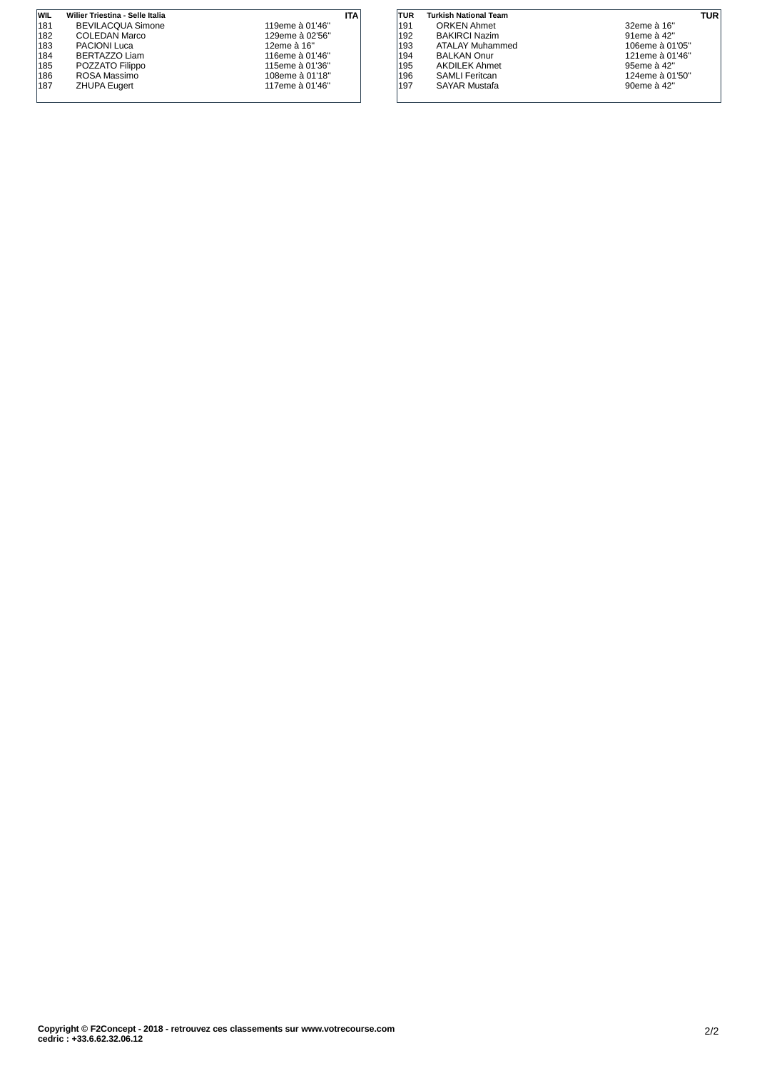| WIL | Wilier Triestina - Selle Italia | | ITA |
|---|---|---|---|
| 181 | BEVILACQUA Simone | 119eme à 01'46'' | |
| 182 | COLEDAN Marco | 129eme à 02'56'' | |
| 183 | PACIONI Luca | 12eme à 16'' | |
| 184 | BERTAZZO Liam | 116eme à 01'46'' | |
| 185 | POZZATO Filippo | 115eme à 01'36'' | |
| 186 | ROSA Massimo | 108eme à 01'18'' | |
| 187 | ZHUPA Eugert | 117eme à 01'46'' | |

| TUR | Turkish National Team | | TUR |
|---|---|---|---|
| 191 | ORKEN Ahmet | 32eme à 16'' | |
| 192 | BAKIRCI Nazim | 91eme à 42'' | |
| 193 | ATALAY Muhammed | 106eme à 01'05'' | |
| 194 | BALKAN Onur | 121eme à 01'46'' | |
| 195 | AKDILEK Ahmet | 95eme à 42'' | |
| 196 | SAMLI Feritcan | 124eme à 01'50'' | |
| 197 | SAYAR Mustafa | 90eme à 42'' | |

**Copyright © F2Concept - 2018 - retrouvez ces classements sur www.votrecourse.com**
**cedric : +33.6.62.32.06.12**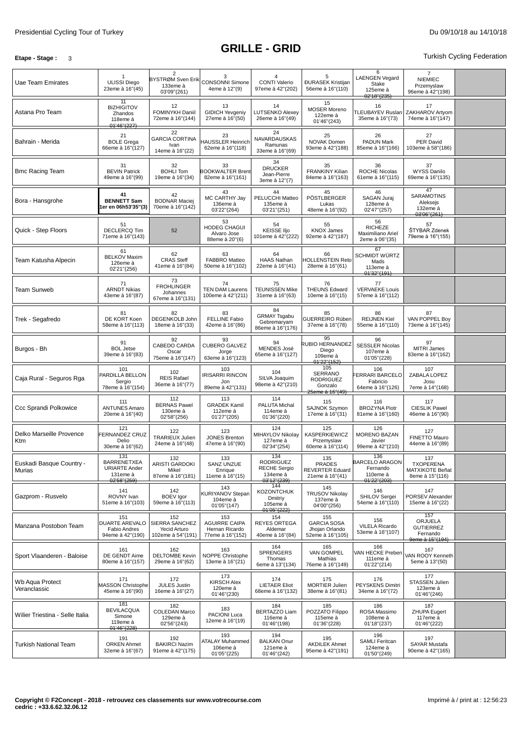Presidential Cycling Tour of Turkey

Du 09/10/18 au 14/10/18

# GRILLE - GRID

**Etape - Stage :** 3

Turkish Cycling Federation

| Team | 1 | 2 | 3 | 4 | 5 | 6 | 7 | |
|---|---|---|---|---|---|---|---|---|
| Uae Team Emirates | 1 ULISSI Diego 23eme à 16''(45) | 2 BYSTRØM Sven Erik 133eme à 03'09''(261) | 3 CONSONNI Simone 4eme à 12''(9) | 4 CONTI Valerio 97eme à 42''(202) | 5 ĐURASEK Kristijan 56eme à 16''(110) | 6 LAENGEN Vegard Stake 125eme à 02'18''(235) | 7 NIEMIEC Przemyslaw 96eme à 42''(198) | |
| Astana Pro Team | 11 BIZHIGITOV Zhandos 118eme à 01'46''(227) | 12 FOMINYKH Daniil 72eme à 16''(144) | 13 GIDICH Yevgeniy 27eme à 16''(50) | 14 LUTSENKO Alexey 26eme à 16''(49) | 15 MOSER Moreno 122eme à 01'46''(243) | 16 TLEUBAYEV Ruslan 35eme à 16''(73) | 17 ZAKHAROV Artyom 74eme à 16''(147) | |
| Bahrain - Merida | 21 BOLE Grega 66eme à 16''(127) | 22 GARCIA CORTINA Ivan 14eme à 16''(22) | 23 HAUSSLER Heinrich 62eme à 16''(118) | 24 NAVARDAUSKAS Ramunas 33eme à 16''(69) | 25 NOVAK Domen 93eme à 42''(188) | 26 PADUN Mark 85eme à 16''(166) | 27 PER David 103eme à 58''(186) | |
| Bmc Racing Team | 31 BEVIN Patrick 49eme à 16''(99) | 32 BOHLI Tom 19eme à 16''(34) | 33 BOOKWALTER Brent 82eme à 16''(161) | 34 DRUCKER Jean-Pierre 3eme à 12''(7) | 35 FRANKINY Kilian 84eme à 16''(163) | 36 ROCHE Nicolas 61eme à 16''(115) | 37 WYSS Danilo 69eme à 16''(135) | |
| Bora - Hansgrohe | **41 BENNETT Sam 1er en 06h53'35''(3)** | 42 BODNAR Maciej 70eme à 16''(142) | 43 MC CARTHY Jay 136eme à 03'22''(264) | 44 PELUCCHI Matteo 135eme à 03'21''(251) | 45 PÖSTLBERGER Lukas 48eme à 16''(92) | 46 SAGAN Juraj 128eme à 02'47''(257) | 47 SARAMOTINS Aleksejs 132eme à 03'06''(261) | |
| Quick - Step Floors | 51 DECLERCQ Tim 71eme à 16''(143) | 52 | 53 HODEG CHAGUI Alvaro Jose 88eme à 20''(6) | 54 KEISSE Iljo 101eme à 42''(222) | 55 KNOX James 92eme à 42''(187) | 56 RICHEZE Maximiliano Ariel 2eme à 06''(35) | 57 ŠTYBAR Zdenek 79eme à 16''(155) | |
| Team Katusha Alpecin | 61 BELKOV Maxim 126eme à 02'21''(256) | 62 CRAS Steff 41eme à 16''(84) | 63 FABBRO Matteo 50eme à 16''(102) | 64 HAAS Nathan 22eme à 16''(41) | 66 HOLLENSTEIN Reto 28eme à 16''(61) | 67 SCHMIDT WÜRTZ Mads 113eme à 01'32''(191) | | |
| Team Sunweb | 71 ARNDT Nikias 43eme à 16''(87) | 73 FROHLINGER Johannes 67eme à 16''(131) | 74 TEN DAM Laurens 100eme à 42''(211) | 75 TEUNISSEN Mike 31eme à 16''(63) | 76 THEUNS Edward 10eme à 16''(15) | 77 VERVAEKE Louis 57eme à 16''(112) | | |
| Trek - Segafredo | 81 DE KORT Koen 58eme à 16''(113) | 82 DEGENKOLB John 18eme à 16''(33) | 83 FELLINE Fabio 42eme à 16''(86) | 84 GRMAY Tsgabu Gebremaryam 86eme à 16''(176) | 85 GUERREIRO Rúben 37eme à 16''(78) | 86 REIJNEN Kiel 55eme à 16''(110) | 87 VAN POPPEL Boy 73eme à 16''(145) | |
| Burgos - Bh | 91 BOL Jetse 39eme à 16''(83) | 92 CABEDO CARDA Oscar 75eme à 16''(147) | 93 CUBERO GALVEZ Jorge 63eme à 16''(123) | 94 MENDES José 65eme à 16''(127) | 95 RUBIO HERNANDEZ Diego 109eme à 01'22''(152) | 96 SESSLER Nicolas 107eme à 01'05''(228) | 97 MITRI James 83eme à 16''(162) | |
| Caja Rural - Seguros Rga | 101 PARDILLA BELLON Sergio 78eme à 16''(154) | 102 REIS Rafael 36eme à 16''(77) | 103 IRISARRI RINCON Jon 89eme à 42''(131) | 104 SILVA Joaquim 98eme à 42''(210) | 105 SERRANO RODRIGUEZ Gonzalo 25eme à 16''(49) | 106 FERRARI BARCELO Fabricio 64eme à 16''(126) | 107 ZABALA LOPEZ Josu 7eme à 14''(168) | |
| Ccc Sprandi Polkowice | 111 ANTUNES Amaro 20eme à 16''(40) | 112 BERNAS Pawel 130eme à 02'58''(256) | 113 GRADEK Kamil 112eme à 01'27''(205) | 114 PALUTA Michal 114eme à 01'36''(220) | 115 SAJNOK Szymon 17eme à 16''(31) | 116 BROZYNA Piotr 81eme à 16''(160) | 117 CIESLIK Pawel 46eme à 16''(90) | |
| Delko Marseille Provence Ktm | 121 FERNANDEZ CRUZ Delio 30eme à 16''(62) | 122 TRARIEUX Julien 24eme à 16''(48) | 123 JONES Brenton 47eme à 16''(90) | 124 MIHAYLOV Nikolay 127eme à 02'34''(254) | 125 KASPERKIEWICZ Przemyslaw 60eme à 16''(114) | 126 MORENO BAZAN Javier 99eme à 42''(210) | 127 FINETTO Mauro 44eme à 16''(89) | |
| Euskadi Basque Country - Murias | 131 BARRENETXEA URIARTE Ander 131eme à 02'58''(259) | 132 ARISTI GARDOKI Mikel 87eme à 16''(181) | 133 SANZ UNZUE Enrique 11eme à 16''(15) | 134 RODRIGUEZ RECHE Sergio 134eme à 03'12''(239) | 135 PRADES REVERTER Eduard 21eme à 16''(41) | 136 BARCELO ARAGON Fernando 110eme à 01'22''(203) | 137 TXOPERENA MATXIKOTE Beñat 8eme à 15''(116) | |
| Gazprom - Rusvelo | 141 ROVNY Ivan 51eme à 16''(103) | 142 BOEV Igor 59eme à 16''(113) | 143 KURIYANOV Stepan 104eme à 01'05''(147) | 144 KOZONTCHUK Dmitriy 105eme à 01'05''(222) | 145 TRUSOV Nikolay 137eme à 04'00''(256) | 146 SHILOV Sergei 54eme à 16''(110) | 147 PORSEV Alexander 15eme à 16''(22) | |
| Manzana Postobon Team | 151 DUARTE AREVALO Fabio Andres 94eme à 42''(190) | 152 SIERRA SANCHEZ Yecid Arturo 102eme à 54''(191) | 153 AGUIRRE CAIPA Hernan Ricardo 77eme à 16''(152) | 154 REYES ORTEGA Aldemar 40eme à 16''(84) | 155 GARCIA SOSA Jhojan Orlando 52eme à 16''(105) | 156 VILELA Ricardo 53eme à 16''(107) | 157 ORJUELA GUTIERREZ Fernando 9eme à 15''(194) | |
| Sport Vlaanderen - Baloise | 161 DE GENDT Aime 80eme à 16''(157) | 162 DELTOMBE Kevin 29eme à 16''(62) | 163 NOPPE Christophe 13eme à 16''(21) | 164 SPRENGERS Thomas 6eme à 13''(134) | 165 VAN GOMPEL Mathias 76eme à 16''(149) | 166 VAN HECKE Preben 111eme à 01'22''(214) | 167 VAN ROOY Kenneth 5eme à 13''(50) | |
| Wb Aqua Protect Veranclassic | 171 MASSON Christophe 45eme à 16''(90) | 172 JULES Justin 16eme à 16''(27) | 173 KIRSCH Alex 120eme à 01'46''(230) | 174 LIETAER Eliot 68eme à 16''(132) | 175 MORTIER Julien 38eme à 16''(81) | 176 PEYSKENS Dimitri 34eme à 16''(72) | 177 STASSEN Julien 123eme à 01'46''(246) | |
| Wilier Triestina - Selle Italia | 181 BEVILACQUA Simone 119eme à 01'46''(228) | 182 COLEDAN Marco 129eme à 02'56''(243) | 183 PACIONI Luca 12eme à 16''(19) | 184 BERTAZZO Liam 116eme à 01'46''(198) | 185 POZZATO Filippo 115eme à 01'36''(228) | 186 ROSA Massimo 108eme à 01'18''(237) | 187 ZHUPA Eugert 117eme à 01'46''(222) | |
| Turkish National Team | 191 ORKEN Ahmet 32eme à 16''(67) | 192 BAKIRCI Nazim 91eme à 42''(175) | 193 ATALAY Muhammed 106eme à 01'05''(225) | 194 BALKAN Onur 121eme à 01'46''(242) | 195 AKDILEK Ahmet 95eme à 42''(191) | 196 SAMLI Feritcan 124eme à 01'50''(249) | 197 SAYAR Mustafa 90eme à 42''(165) | |

**Copyright © F2Concept - 2018 - retrouvez ces classements sur www.votrecourse.com**
**cedric : +33.6.62.32.06.12**

Imprimé à / print at : 12:56:23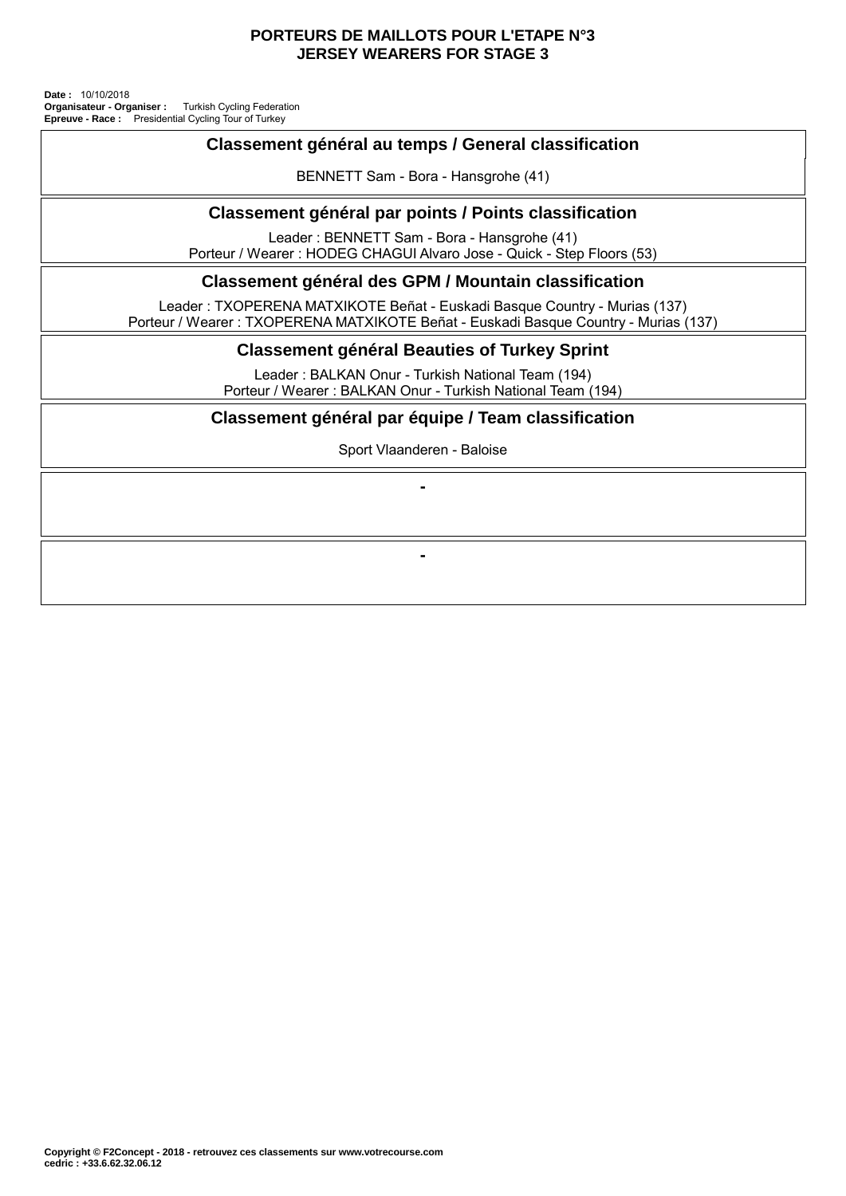# PORTEURS DE MAILLOTS POUR L'ETAPE N°3
# JERSEY WEARERS FOR STAGE 3

**Date :** 10/10/2018
**Organisateur - Organiser :** Turkish Cycling Federation
**Epreuve - Race :** Presidential Cycling Tour of Turkey

## Classement général au temps / General classification

BENNETT Sam - Bora - Hansgrohe (41)

## Classement général par points / Points classification

Leader : BENNETT Sam - Bora - Hansgrohe (41)
Porteur / Wearer : HODEG CHAGUI Alvaro Jose - Quick - Step Floors (53)

## Classement général des GPM / Mountain classification

Leader : TXOPERENA MATXIKOTE Beñat - Euskadi Basque Country - Murias (137)
Porteur / Wearer : TXOPERENA MATXIKOTE Beñat - Euskadi Basque Country - Murias (137)

## Classement général Beauties of Turkey Sprint

Leader : BALKAN Onur - Turkish National Team (194)
Porteur / Wearer : BALKAN Onur - Turkish National Team (194)

## Classement général par équipe / Team classification

Sport Vlaanderen - Baloise

## -

## -

**Copyright © F2Concept - 2018 - retrouvez ces classements sur www.votrecourse.com**
**cedric : +33.6.62.32.06.12**